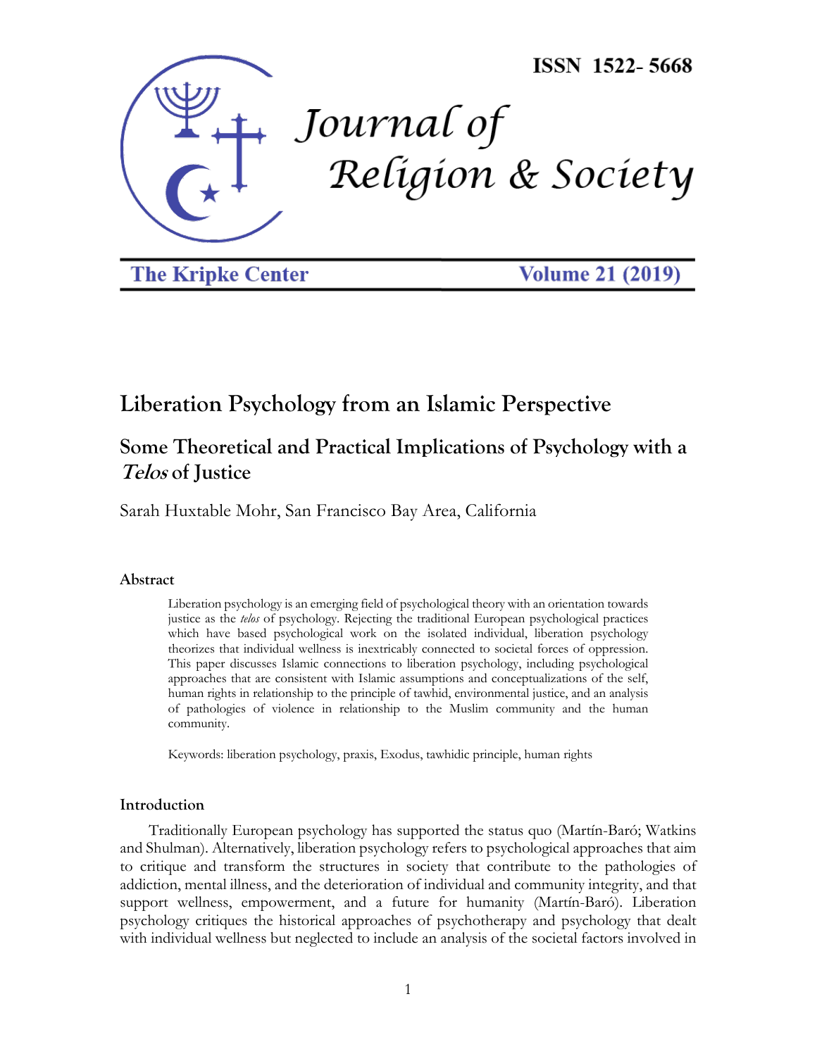# Liberation Psychology from an Islamic Perspective

## Some Theoretical and Practical Implications of Psychology with a *Telos* of Justice

Sarah Huxtable Mohr, San Francisco Bay Area, California

### Abstract

Liberation psychology is an emerging field of psychological theory with an orientation towards justice as the *telos* of psychology. Rejecting the traditional European psychological practices which have based psychological work on the isolated individual, liberation psychology theorizes that individual wellness is inextricably connected to societal forces of oppression. This paper discusses Islamic connections to liberation psychology, including psychological approaches that are consistent with Islamic assumptions and conceptualizations of the self, human rights in relationship to the principle of tawhid, environmental justice, and an analysis of pathologies of violence in relationship to the Muslim community and the human community.

Keywords: liberation psychology, praxis, Exodus, tawhidic principle, human rights

### Introduction

Traditionally European psychology has supported the status quo (Martín-Baró; Watkins and Shulman). Alternatively, liberation psychology refers to psychological approaches that aim to critique and transform the structures in society that contribute to the pathologies of addiction, mental illness, and the deterioration of individual and community integrity, and that support wellness, empowerment, and a future for humanity (Martín-Baró). Liberation psychology critiques the historical approaches of psychotherapy and psychology that dealt with individual wellness but neglected to include an analysis of the societal factors involved in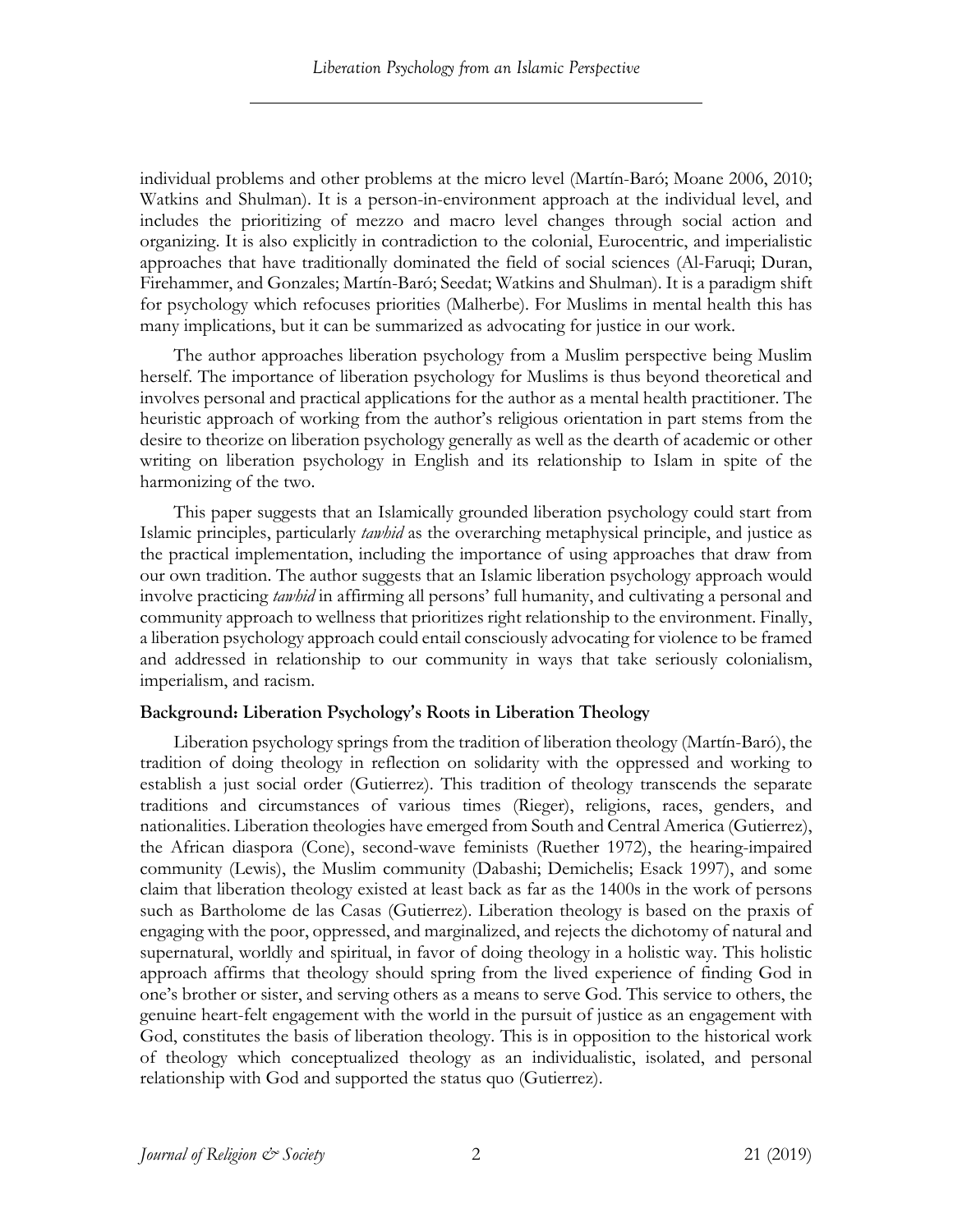individual problems and other problems at the micro level (Martín-Baró; Moane 2006, 2010; Watkins and Shulman). It is a person-in-environment approach at the individual level, and includes the prioritizing of mezzo and macro level changes through social action and organizing. It is also explicitly in contradiction to the colonial, Eurocentric, and imperialistic approaches that have traditionally dominated the field of social sciences (Al-Faruqi; Duran, Firehammer, and Gonzales; Martín-Baró; Seedat; Watkins and Shulman). It is a paradigm shift for psychology which refocuses priorities (Malherbe). For Muslims in mental health this has many implications, but it can be summarized as advocating for justice in our work.

The author approaches liberation psychology from a Muslim perspective being Muslim herself. The importance of liberation psychology for Muslims is thus beyond theoretical and involves personal and practical applications for the author as a mental health practitioner. The heuristic approach of working from the author's religious orientation in part stems from the desire to theorize on liberation psychology generally as well as the dearth of academic or other writing on liberation psychology in English and its relationship to Islam in spite of the harmonizing of the two.

This paper suggests that an Islamically grounded liberation psychology could start from Islamic principles, particularly *tawhid* as the overarching metaphysical principle, and justice as the practical implementation, including the importance of using approaches that draw from our own tradition. The author suggests that an Islamic liberation psychology approach would involve practicing *tawhid* in affirming all persons' full humanity, and cultivating a personal and community approach to wellness that prioritizes right relationship to the environment. Finally, a liberation psychology approach could entail consciously advocating for violence to be framed and addressed in relationship to our community in ways that take seriously colonialism, imperialism, and racism.

### Background: Liberation Psychology's Roots in Liberation Theology

Liberation psychology springs from the tradition of liberation theology (Martín-Baró), the tradition of doing theology in reflection on solidarity with the oppressed and working to establish a just social order (Gutierrez). This tradition of theology transcends the separate traditions and circumstances of various times (Rieger), religions, races, genders, and nationalities. Liberation theologies have emerged from South and Central America (Gutierrez), the African diaspora (Cone), second-wave feminists (Ruether 1972), the hearing-impaired community (Lewis), the Muslim community (Dabashi; Demichelis; Esack 1997), and some claim that liberation theology existed at least back as far as the 1400s in the work of persons such as Bartholome de las Casas (Gutierrez). Liberation theology is based on the praxis of engaging with the poor, oppressed, and marginalized, and rejects the dichotomy of natural and supernatural, worldly and spiritual, in favor of doing theology in a holistic way. This holistic approach affirms that theology should spring from the lived experience of finding God in one's brother or sister, and serving others as a means to serve God. This service to others, the genuine heart-felt engagement with the world in the pursuit of justice as an engagement with God, constitutes the basis of liberation theology. This is in opposition to the historical work of theology which conceptualized theology as an individualistic, isolated, and personal relationship with God and supported the status quo (Gutierrez).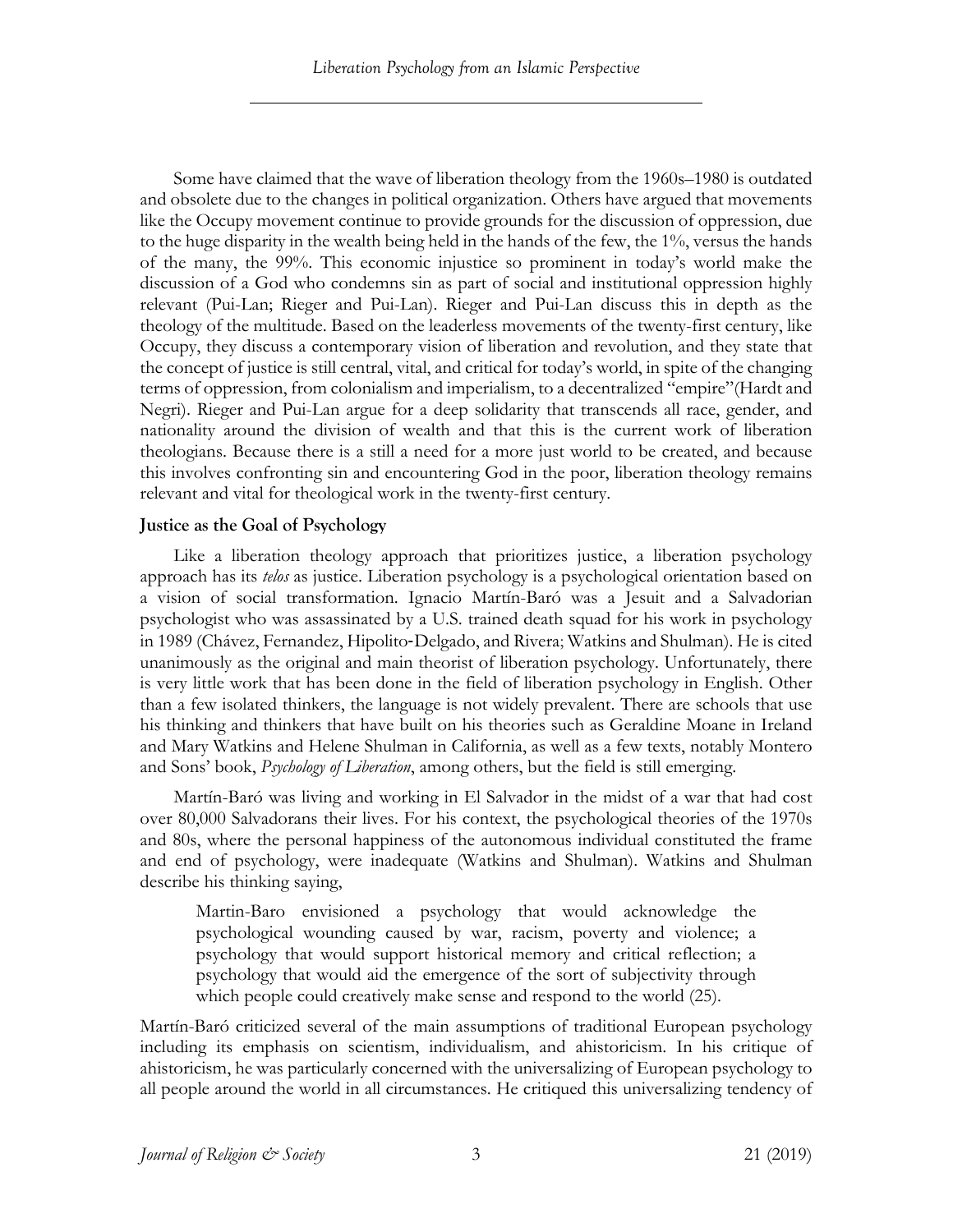Some have claimed that the wave of liberation theology from the 1960s–1980 is outdated and obsolete due to the changes in political organization. Others have argued that movements like the Occupy movement continue to provide grounds for the discussion of oppression, due to the huge disparity in the wealth being held in the hands of the few, the 1%, versus the hands of the many, the 99%. This economic injustice so prominent in today's world make the discussion of a God who condemns sin as part of social and institutional oppression highly relevant (Pui-Lan; Rieger and Pui-Lan). Rieger and Pui-Lan discuss this in depth as the theology of the multitude. Based on the leaderless movements of the twenty-first century, like Occupy, they discuss a contemporary vision of liberation and revolution, and they state that the concept of justice is still central, vital, and critical for today's world, in spite of the changing terms of oppression, from colonialism and imperialism, to a decentralized "empire"(Hardt and Negri). Rieger and Pui-Lan argue for a deep solidarity that transcends all race, gender, and nationality around the division of wealth and that this is the current work of liberation theologians. Because there is a still a need for a more just world to be created, and because this involves confronting sin and encountering God in the poor, liberation theology remains relevant and vital for theological work in the twenty-first century.

### Justice as the Goal of Psychology

Like a liberation theology approach that prioritizes justice, a liberation psychology approach has its *telos* as justice. Liberation psychology is a psychological orientation based on a vision of social transformation. Ignacio Martín-Baró was a Jesuit and a Salvadorian psychologist who was assassinated by a U.S. trained death squad for his work in psychology in 1989 (Chávez, Fernandez, Hipolito-Delgado, and Rivera; Watkins and Shulman). He is cited unanimously as the original and main theorist of liberation psychology. Unfortunately, there is very little work that has been done in the field of liberation psychology in English. Other than a few isolated thinkers, the language is not widely prevalent. There are schools that use his thinking and thinkers that have built on his theories such as Geraldine Moane in Ireland and Mary Watkins and Helene Shulman in California, as well as a few texts, notably Montero and Sons' book, *Psychology of Liberation*, among others, but the field is still emerging.

Martín-Baró was living and working in El Salvador in the midst of a war that had cost over 80,000 Salvadorans their lives. For his context, the psychological theories of the 1970s and 80s, where the personal happiness of the autonomous individual constituted the frame and end of psychology, were inadequate (Watkins and Shulman). Watkins and Shulman describe his thinking saying,

> Martin-Baro envisioned a psychology that would acknowledge the psychological wounding caused by war, racism, poverty and violence; a psychology that would support historical memory and critical reflection; a psychology that would aid the emergence of the sort of subjectivity through which people could creatively make sense and respond to the world (25).

Martín-Baró criticized several of the main assumptions of traditional European psychology including its emphasis on scientism, individualism, and ahistoricism. In his critique of ahistoricism, he was particularly concerned with the universalizing of European psychology to all people around the world in all circumstances. He critiqued this universalizing tendency of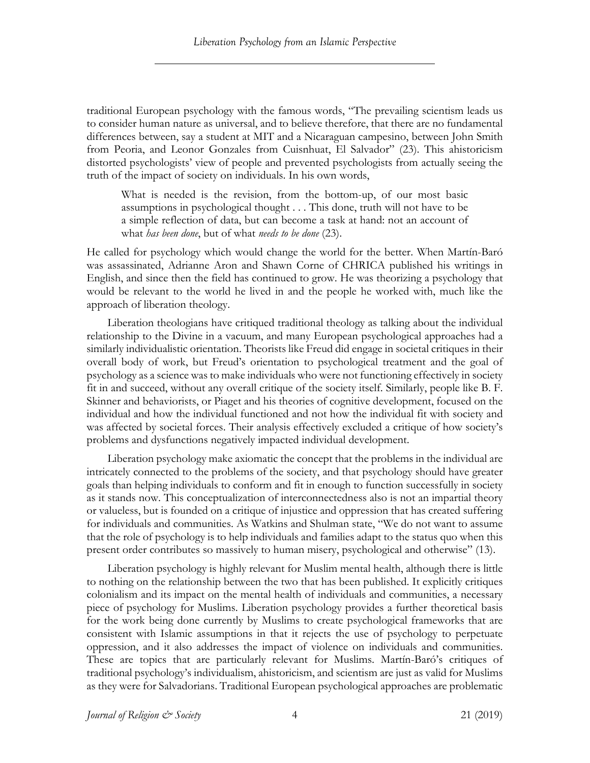traditional European psychology with the famous words, "The prevailing scientism leads us to consider human nature as universal, and to believe therefore, that there are no fundamental differences between, say a student at MIT and a Nicaraguan campesino, between John Smith from Peoria, and Leonor Gonzales from Cuisnhuat, El Salvador" (23). This ahistoricism distorted psychologists' view of people and prevented psychologists from actually seeing the truth of the impact of society on individuals. In his own words,

> What is needed is the revision, from the bottom-up, of our most basic assumptions in psychological thought . . . This done, truth will not have to be a simple reflection of data, but can become a task at hand: not an account of what *has been done*, but of what *needs to be done* (23).

He called for psychology which would change the world for the better. When Martín-Baró was assassinated, Adrianne Aron and Shawn Corne of CHRICA published his writings in English, and since then the field has continued to grow. He was theorizing a psychology that would be relevant to the world he lived in and the people he worked with, much like the approach of liberation theology.

Liberation theologians have critiqued traditional theology as talking about the individual relationship to the Divine in a vacuum, and many European psychological approaches had a similarly individualistic orientation. Theorists like Freud did engage in societal critiques in their overall body of work, but Freud's orientation to psychological treatment and the goal of psychology as a science was to make individuals who were not functioning effectively in society fit in and succeed, without any overall critique of the society itself. Similarly, people like B. F. Skinner and behaviorists, or Piaget and his theories of cognitive development, focused on the individual and how the individual functioned and not how the individual fit with society and was affected by societal forces. Their analysis effectively excluded a critique of how society's problems and dysfunctions negatively impacted individual development.

Liberation psychology make axiomatic the concept that the problems in the individual are intricately connected to the problems of the society, and that psychology should have greater goals than helping individuals to conform and fit in enough to function successfully in society as it stands now. This conceptualization of interconnectedness also is not an impartial theory or valueless, but is founded on a critique of injustice and oppression that has created suffering for individuals and communities. As Watkins and Shulman state, "We do not want to assume that the role of psychology is to help individuals and families adapt to the status quo when this present order contributes so massively to human misery, psychological and otherwise" (13).

Liberation psychology is highly relevant for Muslim mental health, although there is little to nothing on the relationship between the two that has been published. It explicitly critiques colonialism and its impact on the mental health of individuals and communities, a necessary piece of psychology for Muslims. Liberation psychology provides a further theoretical basis for the work being done currently by Muslims to create psychological frameworks that are consistent with Islamic assumptions in that it rejects the use of psychology to perpetuate oppression, and it also addresses the impact of violence on individuals and communities. These are topics that are particularly relevant for Muslims. Martín-Baró's critiques of traditional psychology's individualism, ahistoricism, and scientism are just as valid for Muslims as they were for Salvadorians. Traditional European psychological approaches are problematic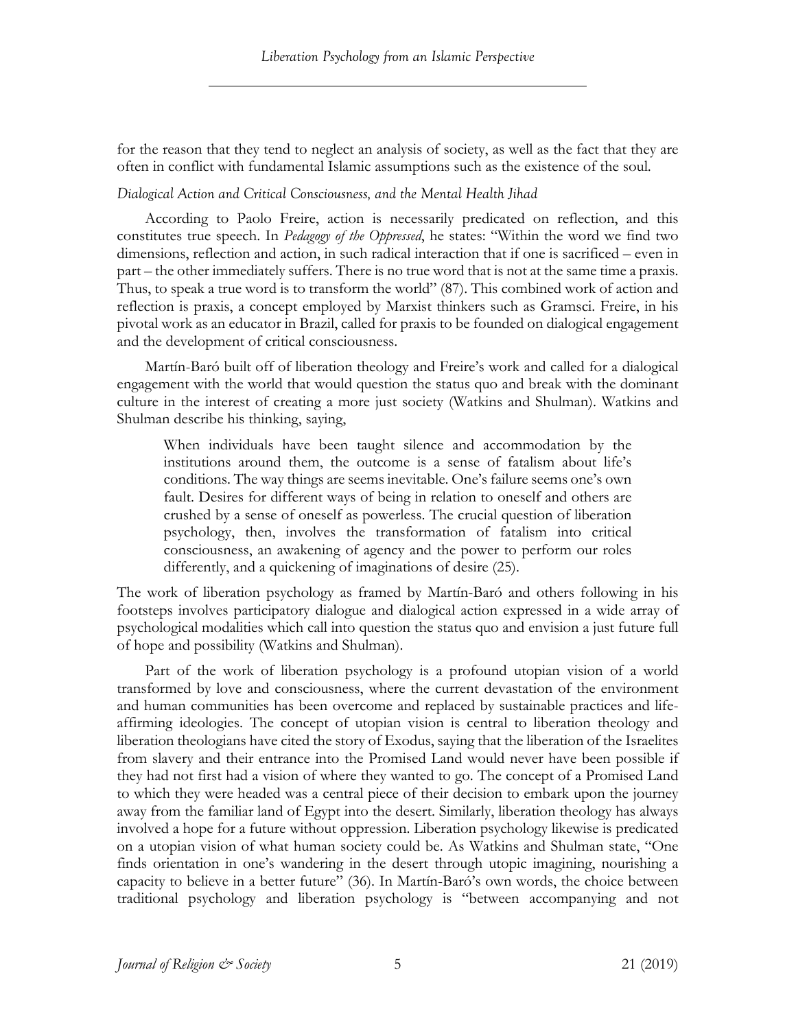for the reason that they tend to neglect an analysis of society, as well as the fact that they are often in conflict with fundamental Islamic assumptions such as the existence of the soul.

*Dialogical Action and Critical Consciousness, and the Mental Health Jihad*

According to Paolo Freire, action is necessarily predicated on reflection, and this constitutes true speech. In *Pedagogy of the Oppressed*, he states: "Within the word we find two dimensions, reflection and action, in such radical interaction that if one is sacrificed – even in part – the other immediately suffers. There is no true word that is not at the same time a praxis. Thus, to speak a true word is to transform the world" (87). This combined work of action and reflection is praxis, a concept employed by Marxist thinkers such as Gramsci. Freire, in his pivotal work as an educator in Brazil, called for praxis to be founded on dialogical engagement and the development of critical consciousness.

Martín-Baró built off of liberation theology and Freire's work and called for a dialogical engagement with the world that would question the status quo and break with the dominant culture in the interest of creating a more just society (Watkins and Shulman). Watkins and Shulman describe his thinking, saying,

> When individuals have been taught silence and accommodation by the institutions around them, the outcome is a sense of fatalism about life's conditions. The way things are seems inevitable. One's failure seems one's own fault. Desires for different ways of being in relation to oneself and others are crushed by a sense of oneself as powerless. The crucial question of liberation psychology, then, involves the transformation of fatalism into critical consciousness, an awakening of agency and the power to perform our roles differently, and a quickening of imaginations of desire (25).

The work of liberation psychology as framed by Martín-Baró and others following in his footsteps involves participatory dialogue and dialogical action expressed in a wide array of psychological modalities which call into question the status quo and envision a just future full of hope and possibility (Watkins and Shulman).

Part of the work of liberation psychology is a profound utopian vision of a world transformed by love and consciousness, where the current devastation of the environment and human communities has been overcome and replaced by sustainable practices and life-affirming ideologies. The concept of utopian vision is central to liberation theology and liberation theologians have cited the story of Exodus, saying that the liberation of the Israelites from slavery and their entrance into the Promised Land would never have been possible if they had not first had a vision of where they wanted to go. The concept of a Promised Land to which they were headed was a central piece of their decision to embark upon the journey away from the familiar land of Egypt into the desert. Similarly, liberation theology has always involved a hope for a future without oppression. Liberation psychology likewise is predicated on a utopian vision of what human society could be. As Watkins and Shulman state, "One finds orientation in one's wandering in the desert through utopic imagining, nourishing a capacity to believe in a better future" (36). In Martín-Baró's own words, the choice between traditional psychology and liberation psychology is "between accompanying and not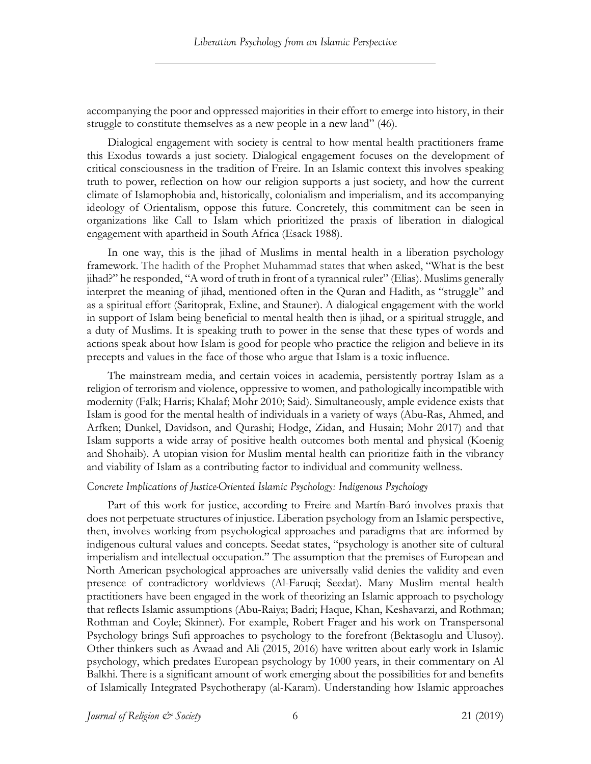accompanying the poor and oppressed majorities in their effort to emerge into history, in their struggle to constitute themselves as a new people in a new land" (46).

Dialogical engagement with society is central to how mental health practitioners frame this Exodus towards a just society. Dialogical engagement focuses on the development of critical consciousness in the tradition of Freire. In an Islamic context this involves speaking truth to power, reflection on how our religion supports a just society, and how the current climate of Islamophobia and, historically, colonialism and imperialism, and its accompanying ideology of Orientalism, oppose this future. Concretely, this commitment can be seen in organizations like Call to Islam which prioritized the praxis of liberation in dialogical engagement with apartheid in South Africa (Esack 1988).

In one way, this is the jihad of Muslims in mental health in a liberation psychology framework. The hadith of the Prophet Muhammad states that when asked, "What is the best jihad?" he responded, "A word of truth in front of a tyrannical ruler" (Elias). Muslims generally interpret the meaning of jihad, mentioned often in the Quran and Hadith, as "struggle" and as a spiritual effort (Saritoprak, Exline, and Stauner). A dialogical engagement with the world in support of Islam being beneficial to mental health then is jihad, or a spiritual struggle, and a duty of Muslims. It is speaking truth to power in the sense that these types of words and actions speak about how Islam is good for people who practice the religion and believe in its precepts and values in the face of those who argue that Islam is a toxic influence.

The mainstream media, and certain voices in academia, persistently portray Islam as a religion of terrorism and violence, oppressive to women, and pathologically incompatible with modernity (Falk; Harris; Khalaf; Mohr 2010; Said). Simultaneously, ample evidence exists that Islam is good for the mental health of individuals in a variety of ways (Abu-Ras, Ahmed, and Arfken; Dunkel, Davidson, and Qurashi; Hodge, Zidan, and Husain; Mohr 2017) and that Islam supports a wide array of positive health outcomes both mental and physical (Koenig and Shohaib). A utopian vision for Muslim mental health can prioritize faith in the vibrancy and viability of Islam as a contributing factor to individual and community wellness.

### *Concrete Implications of Justice-Oriented Islamic Psychology: Indigenous Psychology*

Part of this work for justice, according to Freire and Martín-Baró involves praxis that does not perpetuate structures of injustice. Liberation psychology from an Islamic perspective, then, involves working from psychological approaches and paradigms that are informed by indigenous cultural values and concepts. Seedat states, "psychology is another site of cultural imperialism and intellectual occupation." The assumption that the premises of European and North American psychological approaches are universally valid denies the validity and even presence of contradictory worldviews (Al-Faruqi; Seedat). Many Muslim mental health practitioners have been engaged in the work of theorizing an Islamic approach to psychology that reflects Islamic assumptions (Abu-Raiya; Badri; Haque, Khan, Keshavarzi, and Rothman; Rothman and Coyle; Skinner). For example, Robert Frager and his work on Transpersonal Psychology brings Sufi approaches to psychology to the forefront (Bektasoglu and Ulusoy). Other thinkers such as Awaad and Ali (2015, 2016) have written about early work in Islamic psychology, which predates European psychology by 1000 years, in their commentary on Al Balkhi. There is a significant amount of work emerging about the possibilities for and benefits of Islamically Integrated Psychotherapy (al-Karam). Understanding how Islamic approaches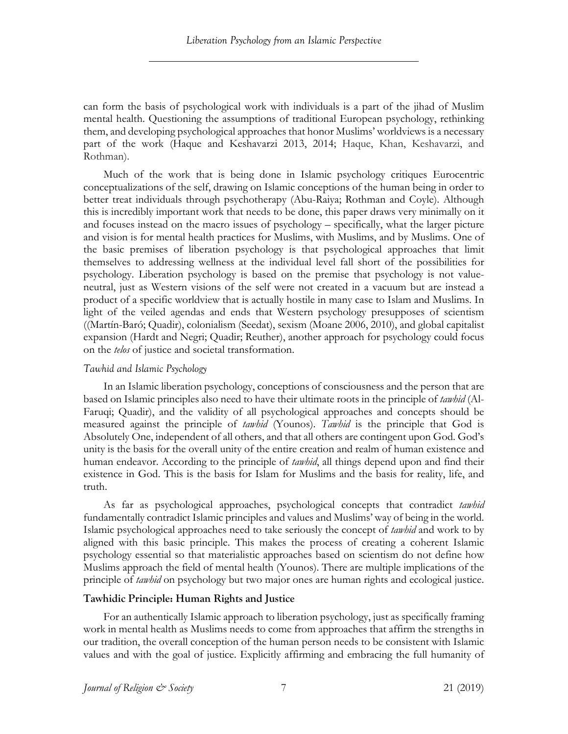can form the basis of psychological work with individuals is a part of the jihad of Muslim mental health. Questioning the assumptions of traditional European psychology, rethinking them, and developing psychological approaches that honor Muslims' worldviews is a necessary part of the work (Haque and Keshavarzi 2013, 2014; Haque, Khan, Keshavarzi, and Rothman).

Much of the work that is being done in Islamic psychology critiques Eurocentric conceptualizations of the self, drawing on Islamic conceptions of the human being in order to better treat individuals through psychotherapy (Abu-Raiya; Rothman and Coyle). Although this is incredibly important work that needs to be done, this paper draws very minimally on it and focuses instead on the macro issues of psychology – specifically, what the larger picture and vision is for mental health practices for Muslims, with Muslims, and by Muslims. One of the basic premises of liberation psychology is that psychological approaches that limit themselves to addressing wellness at the individual level fall short of the possibilities for psychology. Liberation psychology is based on the premise that psychology is not value-neutral, just as Western visions of the self were not created in a vacuum but are instead a product of a specific worldview that is actually hostile in many case to Islam and Muslims. In light of the veiled agendas and ends that Western psychology presupposes of scientism ((Martín-Baró; Quadir), colonialism (Seedat), sexism (Moane 2006, 2010), and global capitalist expansion (Hardt and Negri; Quadir; Reuther), another approach for psychology could focus on the *telos* of justice and societal transformation.

*Tawhid and Islamic Psychology*

In an Islamic liberation psychology, conceptions of consciousness and the person that are based on Islamic principles also need to have their ultimate roots in the principle of *tawhid* (Al-Faruqi; Quadir), and the validity of all psychological approaches and concepts should be measured against the principle of *tawhid* (Younos). *Tawhid* is the principle that God is Absolutely One, independent of all others, and that all others are contingent upon God. God's unity is the basis for the overall unity of the entire creation and realm of human existence and human endeavor. According to the principle of *tawhid*, all things depend upon and find their existence in God. This is the basis for Islam for Muslims and the basis for reality, life, and truth.

As far as psychological approaches, psychological concepts that contradict *tawhid* fundamentally contradict Islamic principles and values and Muslims' way of being in the world. Islamic psychological approaches need to take seriously the concept of *tawhid* and work to by aligned with this basic principle. This makes the process of creating a coherent Islamic psychology essential so that materialistic approaches based on scientism do not define how Muslims approach the field of mental health (Younos). There are multiple implications of the principle of *tawhid* on psychology but two major ones are human rights and ecological justice.

## Tawhidic Principle: Human Rights and Justice

For an authentically Islamic approach to liberation psychology, just as specifically framing work in mental health as Muslims needs to come from approaches that affirm the strengths in our tradition, the overall conception of the human person needs to be consistent with Islamic values and with the goal of justice. Explicitly affirming and embracing the full humanity of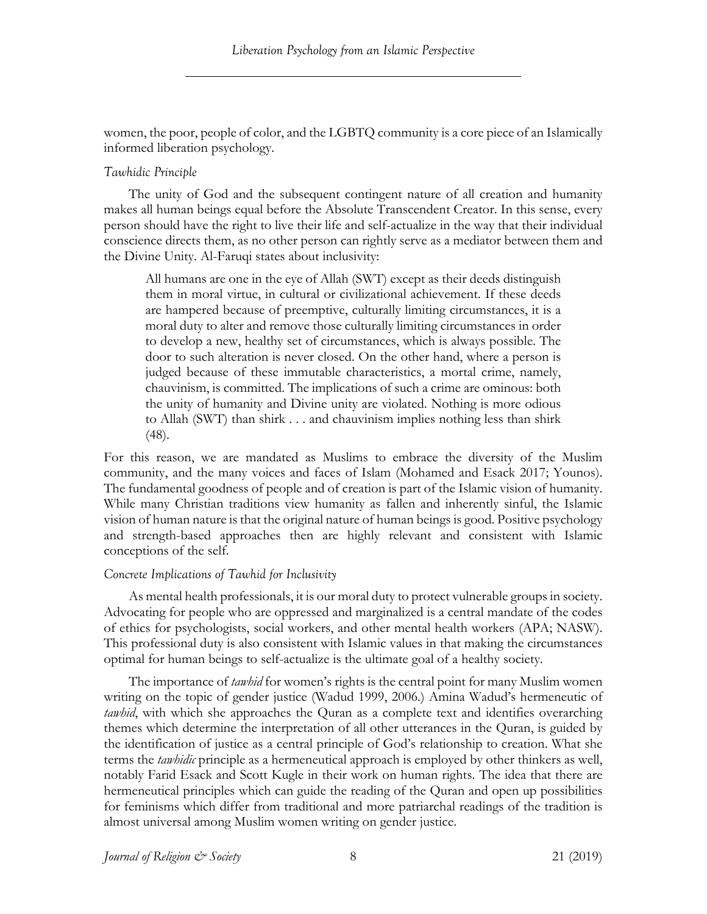women, the poor, people of color, and the LGBTQ community is a core piece of an Islamically informed liberation psychology.

### *Tawhidic Principle*

The unity of God and the subsequent contingent nature of all creation and humanity makes all human beings equal before the Absolute Transcendent Creator. In this sense, every person should have the right to live their life and self-actualize in the way that their individual conscience directs them, as no other person can rightly serve as a mediator between them and the Divine Unity. Al-Faruqi states about inclusivity:

> All humans are one in the eye of Allah (SWT) except as their deeds distinguish them in moral virtue, in cultural or civilizational achievement. If these deeds are hampered because of preemptive, culturally limiting circumstances, it is a moral duty to alter and remove those culturally limiting circumstances in order to develop a new, healthy set of circumstances, which is always possible. The door to such alteration is never closed. On the other hand, where a person is judged because of these immutable characteristics, a mortal crime, namely, chauvinism, is committed. The implications of such a crime are ominous: both the unity of humanity and Divine unity are violated. Nothing is more odious to Allah (SWT) than shirk . . . and chauvinism implies nothing less than shirk (48).

For this reason, we are mandated as Muslims to embrace the diversity of the Muslim community, and the many voices and faces of Islam (Mohamed and Esack 2017; Younos). The fundamental goodness of people and of creation is part of the Islamic vision of humanity. While many Christian traditions view humanity as fallen and inherently sinful, the Islamic vision of human nature is that the original nature of human beings is good. Positive psychology and strength-based approaches then are highly relevant and consistent with Islamic conceptions of the self.

### *Concrete Implications of Tawhid for Inclusivity*

As mental health professionals, it is our moral duty to protect vulnerable groups in society. Advocating for people who are oppressed and marginalized is a central mandate of the codes of ethics for psychologists, social workers, and other mental health workers (APA; NASW). This professional duty is also consistent with Islamic values in that making the circumstances optimal for human beings to self-actualize is the ultimate goal of a healthy society.

The importance of *tawhid* for women's rights is the central point for many Muslim women writing on the topic of gender justice (Wadud 1999, 2006.) Amina Wadud's hermeneutic of *tawhid*, with which she approaches the Quran as a complete text and identifies overarching themes which determine the interpretation of all other utterances in the Quran, is guided by the identification of justice as a central principle of God's relationship to creation. What she terms the *tawhidic* principle as a hermeneutical approach is employed by other thinkers as well, notably Farid Esack and Scott Kugle in their work on human rights. The idea that there are hermeneutical principles which can guide the reading of the Quran and open up possibilities for feminisms which differ from traditional and more patriarchal readings of the tradition is almost universal among Muslim women writing on gender justice.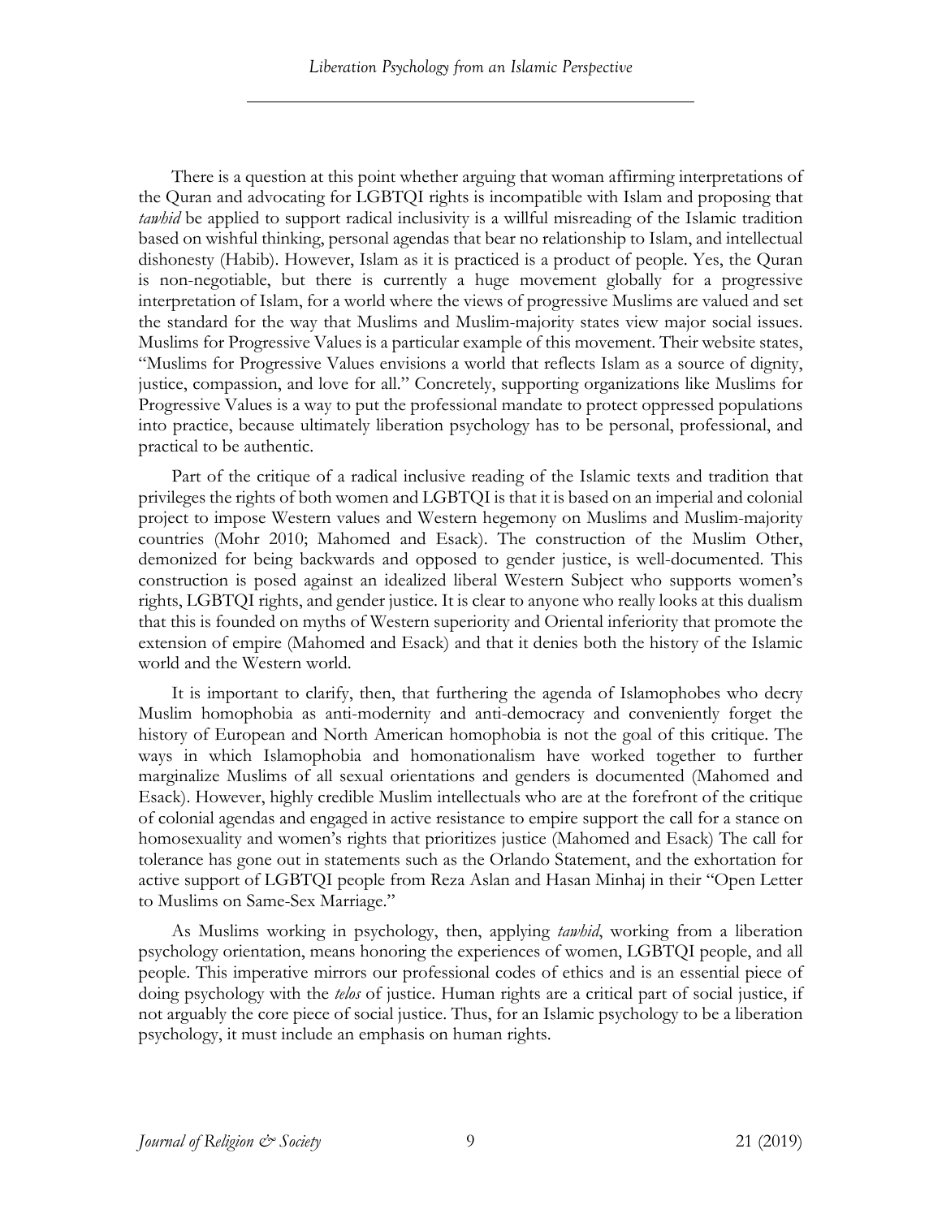There is a question at this point whether arguing that woman affirming interpretations of the Quran and advocating for LGBTQI rights is incompatible with Islam and proposing that *tawhid* be applied to support radical inclusivity is a willful misreading of the Islamic tradition based on wishful thinking, personal agendas that bear no relationship to Islam, and intellectual dishonesty (Habib). However, Islam as it is practiced is a product of people. Yes, the Quran is non-negotiable, but there is currently a huge movement globally for a progressive interpretation of Islam, for a world where the views of progressive Muslims are valued and set the standard for the way that Muslims and Muslim-majority states view major social issues. Muslims for Progressive Values is a particular example of this movement. Their website states, "Muslims for Progressive Values envisions a world that reflects Islam as a source of dignity, justice, compassion, and love for all." Concretely, supporting organizations like Muslims for Progressive Values is a way to put the professional mandate to protect oppressed populations into practice, because ultimately liberation psychology has to be personal, professional, and practical to be authentic.

Part of the critique of a radical inclusive reading of the Islamic texts and tradition that privileges the rights of both women and LGBTQI is that it is based on an imperial and colonial project to impose Western values and Western hegemony on Muslims and Muslim-majority countries (Mohr 2010; Mahomed and Esack). The construction of the Muslim Other, demonized for being backwards and opposed to gender justice, is well-documented. This construction is posed against an idealized liberal Western Subject who supports women's rights, LGBTQI rights, and gender justice. It is clear to anyone who really looks at this dualism that this is founded on myths of Western superiority and Oriental inferiority that promote the extension of empire (Mahomed and Esack) and that it denies both the history of the Islamic world and the Western world.

It is important to clarify, then, that furthering the agenda of Islamophobes who decry Muslim homophobia as anti-modernity and anti-democracy and conveniently forget the history of European and North American homophobia is not the goal of this critique. The ways in which Islamophobia and homonationalism have worked together to further marginalize Muslims of all sexual orientations and genders is documented (Mahomed and Esack). However, highly credible Muslim intellectuals who are at the forefront of the critique of colonial agendas and engaged in active resistance to empire support the call for a stance on homosexuality and women's rights that prioritizes justice (Mahomed and Esack) The call for tolerance has gone out in statements such as the Orlando Statement, and the exhortation for active support of LGBTQI people from Reza Aslan and Hasan Minhaj in their "Open Letter to Muslims on Same-Sex Marriage."

As Muslims working in psychology, then, applying *tawhid*, working from a liberation psychology orientation, means honoring the experiences of women, LGBTQI people, and all people. This imperative mirrors our professional codes of ethics and is an essential piece of doing psychology with the *telos* of justice. Human rights are a critical part of social justice, if not arguably the core piece of social justice. Thus, for an Islamic psychology to be a liberation psychology, it must include an emphasis on human rights.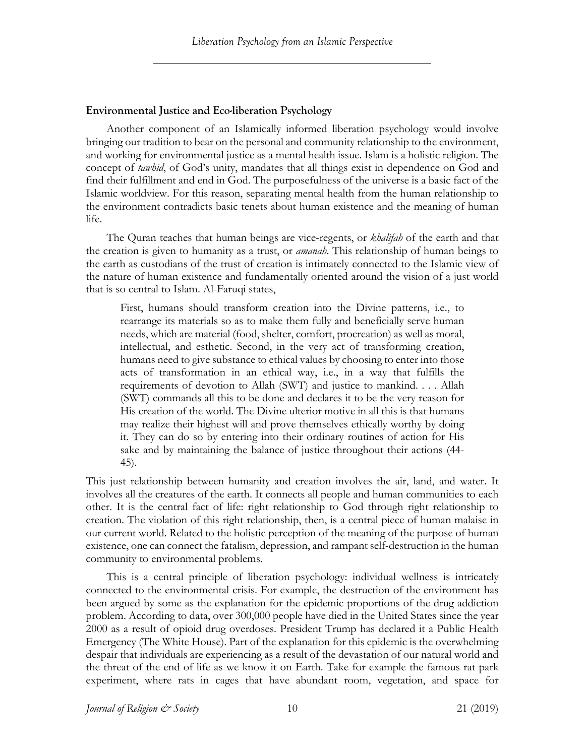## Environmental Justice and Eco-liberation Psychology

Another component of an Islamically informed liberation psychology would involve bringing our tradition to bear on the personal and community relationship to the environment, and working for environmental justice as a mental health issue. Islam is a holistic religion. The concept of *tawhid*, of God's unity, mandates that all things exist in dependence on God and find their fulfillment and end in God. The purposefulness of the universe is a basic fact of the Islamic worldview. For this reason, separating mental health from the human relationship to the environment contradicts basic tenets about human existence and the meaning of human life.

The Quran teaches that human beings are vice-regents, or *khalifah* of the earth and that the creation is given to humanity as a trust, or *amanah*. This relationship of human beings to the earth as custodians of the trust of creation is intimately connected to the Islamic view of the nature of human existence and fundamentally oriented around the vision of a just world that is so central to Islam. Al-Faruqi states,

> First, humans should transform creation into the Divine patterns, i.e., to rearrange its materials so as to make them fully and beneficially serve human needs, which are material (food, shelter, comfort, procreation) as well as moral, intellectual, and esthetic. Second, in the very act of transforming creation, humans need to give substance to ethical values by choosing to enter into those acts of transformation in an ethical way, i.e., in a way that fulfills the requirements of devotion to Allah (SWT) and justice to mankind. . . . Allah (SWT) commands all this to be done and declares it to be the very reason for His creation of the world. The Divine ulterior motive in all this is that humans may realize their highest will and prove themselves ethically worthy by doing it. They can do so by entering into their ordinary routines of action for His sake and by maintaining the balance of justice throughout their actions (44-45).

This just relationship between humanity and creation involves the air, land, and water. It involves all the creatures of the earth. It connects all people and human communities to each other. It is the central fact of life: right relationship to God through right relationship to creation. The violation of this right relationship, then, is a central piece of human malaise in our current world. Related to the holistic perception of the meaning of the purpose of human existence, one can connect the fatalism, depression, and rampant self-destruction in the human community to environmental problems.

This is a central principle of liberation psychology: individual wellness is intricately connected to the environmental crisis. For example, the destruction of the environment has been argued by some as the explanation for the epidemic proportions of the drug addiction problem. According to data, over 300,000 people have died in the United States since the year 2000 as a result of opioid drug overdoses. President Trump has declared it a Public Health Emergency (The White House). Part of the explanation for this epidemic is the overwhelming despair that individuals are experiencing as a result of the devastation of our natural world and the threat of the end of life as we know it on Earth. Take for example the famous rat park experiment, where rats in cages that have abundant room, vegetation, and space for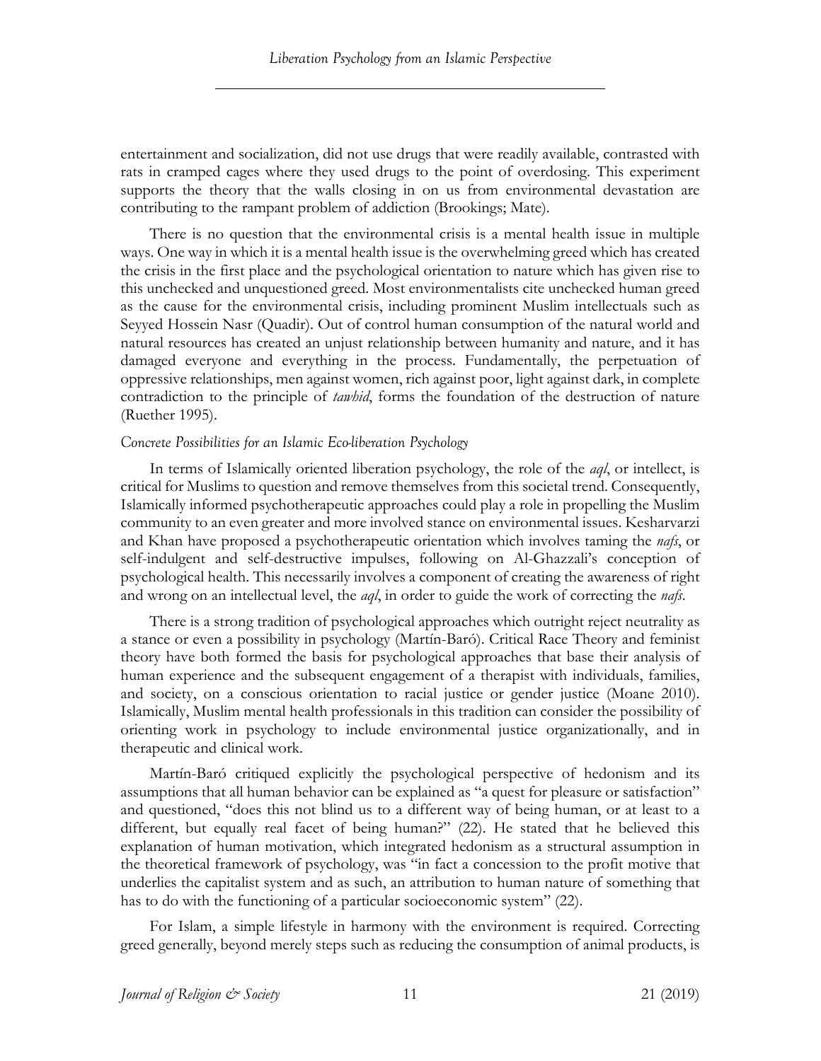entertainment and socialization, did not use drugs that were readily available, contrasted with rats in cramped cages where they used drugs to the point of overdosing. This experiment supports the theory that the walls closing in on us from environmental devastation are contributing to the rampant problem of addiction (Brookings; Mate).

There is no question that the environmental crisis is a mental health issue in multiple ways. One way in which it is a mental health issue is the overwhelming greed which has created the crisis in the first place and the psychological orientation to nature which has given rise to this unchecked and unquestioned greed. Most environmentalists cite unchecked human greed as the cause for the environmental crisis, including prominent Muslim intellectuals such as Seyyed Hossein Nasr (Quadir). Out of control human consumption of the natural world and natural resources has created an unjust relationship between humanity and nature, and it has damaged everyone and everything in the process. Fundamentally, the perpetuation of oppressive relationships, men against women, rich against poor, light against dark, in complete contradiction to the principle of *tawhid*, forms the foundation of the destruction of nature (Ruether 1995).

### *Concrete Possibilities for an Islamic Eco-liberation Psychology*

In terms of Islamically oriented liberation psychology, the role of the *aql*, or intellect, is critical for Muslims to question and remove themselves from this societal trend. Consequently, Islamically informed psychotherapeutic approaches could play a role in propelling the Muslim community to an even greater and more involved stance on environmental issues. Kesharvarzi and Khan have proposed a psychotherapeutic orientation which involves taming the *nafs*, or self-indulgent and self-destructive impulses, following on Al-Ghazzali's conception of psychological health. This necessarily involves a component of creating the awareness of right and wrong on an intellectual level, the *aql*, in order to guide the work of correcting the *nafs*.

There is a strong tradition of psychological approaches which outright reject neutrality as a stance or even a possibility in psychology (Martín-Baró). Critical Race Theory and feminist theory have both formed the basis for psychological approaches that base their analysis of human experience and the subsequent engagement of a therapist with individuals, families, and society, on a conscious orientation to racial justice or gender justice (Moane 2010). Islamically, Muslim mental health professionals in this tradition can consider the possibility of orienting work in psychology to include environmental justice organizationally, and in therapeutic and clinical work.

Martín-Baró critiqued explicitly the psychological perspective of hedonism and its assumptions that all human behavior can be explained as "a quest for pleasure or satisfaction" and questioned, "does this not blind us to a different way of being human, or at least to a different, but equally real facet of being human?" (22). He stated that he believed this explanation of human motivation, which integrated hedonism as a structural assumption in the theoretical framework of psychology, was "in fact a concession to the profit motive that underlies the capitalist system and as such, an attribution to human nature of something that has to do with the functioning of a particular socioeconomic system" (22).

For Islam, a simple lifestyle in harmony with the environment is required. Correcting greed generally, beyond merely steps such as reducing the consumption of animal products, is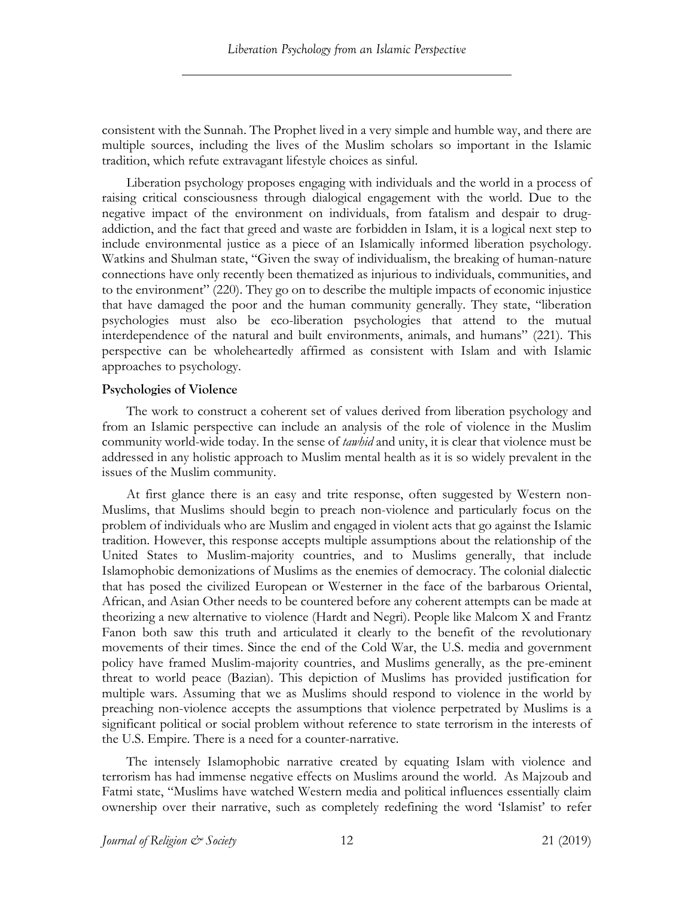consistent with the Sunnah. The Prophet lived in a very simple and humble way, and there are multiple sources, including the lives of the Muslim scholars so important in the Islamic tradition, which refute extravagant lifestyle choices as sinful.

Liberation psychology proposes engaging with individuals and the world in a process of raising critical consciousness through dialogical engagement with the world. Due to the negative impact of the environment on individuals, from fatalism and despair to drug-addiction, and the fact that greed and waste are forbidden in Islam, it is a logical next step to include environmental justice as a piece of an Islamically informed liberation psychology. Watkins and Shulman state, "Given the sway of individualism, the breaking of human-nature connections have only recently been thematized as injurious to individuals, communities, and to the environment" (220). They go on to describe the multiple impacts of economic injustice that have damaged the poor and the human community generally. They state, "liberation psychologies must also be eco-liberation psychologies that attend to the mutual interdependence of the natural and built environments, animals, and humans" (221). This perspective can be wholeheartedly affirmed as consistent with Islam and with Islamic approaches to psychology.

### Psychologies of Violence

The work to construct a coherent set of values derived from liberation psychology and from an Islamic perspective can include an analysis of the role of violence in the Muslim community world-wide today. In the sense of *tawhid* and unity, it is clear that violence must be addressed in any holistic approach to Muslim mental health as it is so widely prevalent in the issues of the Muslim community.

At first glance there is an easy and trite response, often suggested by Western non-Muslims, that Muslims should begin to preach non-violence and particularly focus on the problem of individuals who are Muslim and engaged in violent acts that go against the Islamic tradition. However, this response accepts multiple assumptions about the relationship of the United States to Muslim-majority countries, and to Muslims generally, that include Islamophobic demonizations of Muslims as the enemies of democracy. The colonial dialectic that has posed the civilized European or Westerner in the face of the barbarous Oriental, African, and Asian Other needs to be countered before any coherent attempts can be made at theorizing a new alternative to violence (Hardt and Negri). People like Malcom X and Frantz Fanon both saw this truth and articulated it clearly to the benefit of the revolutionary movements of their times. Since the end of the Cold War, the U.S. media and government policy have framed Muslim-majority countries, and Muslims generally, as the pre-eminent threat to world peace (Bazian). This depiction of Muslims has provided justification for multiple wars. Assuming that we as Muslims should respond to violence in the world by preaching non-violence accepts the assumptions that violence perpetrated by Muslims is a significant political or social problem without reference to state terrorism in the interests of the U.S. Empire. There is a need for a counter-narrative.

The intensely Islamophobic narrative created by equating Islam with violence and terrorism has had immense negative effects on Muslims around the world. As Majzoub and Fatmi state, "Muslims have watched Western media and political influences essentially claim ownership over their narrative, such as completely redefining the word 'Islamist' to refer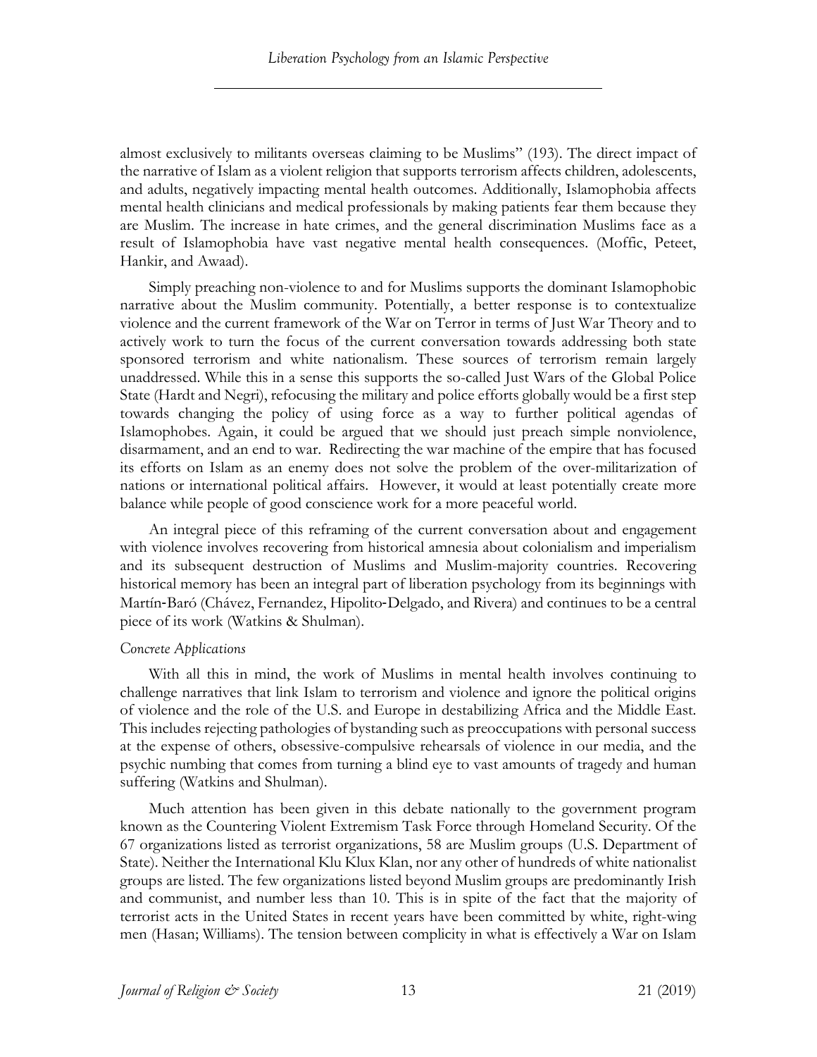almost exclusively to militants overseas claiming to be Muslims" (193). The direct impact of the narrative of Islam as a violent religion that supports terrorism affects children, adolescents, and adults, negatively impacting mental health outcomes. Additionally, Islamophobia affects mental health clinicians and medical professionals by making patients fear them because they are Muslim. The increase in hate crimes, and the general discrimination Muslims face as a result of Islamophobia have vast negative mental health consequences. (Moffic, Peteet, Hankir, and Awaad).

Simply preaching non-violence to and for Muslims supports the dominant Islamophobic narrative about the Muslim community. Potentially, a better response is to contextualize violence and the current framework of the War on Terror in terms of Just War Theory and to actively work to turn the focus of the current conversation towards addressing both state sponsored terrorism and white nationalism. These sources of terrorism remain largely unaddressed. While this in a sense this supports the so-called Just Wars of the Global Police State (Hardt and Negri), refocusing the military and police efforts globally would be a first step towards changing the policy of using force as a way to further political agendas of Islamophobes. Again, it could be argued that we should just preach simple nonviolence, disarmament, and an end to war. Redirecting the war machine of the empire that has focused its efforts on Islam as an enemy does not solve the problem of the over-militarization of nations or international political affairs. However, it would at least potentially create more balance while people of good conscience work for a more peaceful world.

An integral piece of this reframing of the current conversation about and engagement with violence involves recovering from historical amnesia about colonialism and imperialism and its subsequent destruction of Muslims and Muslim-majority countries. Recovering historical memory has been an integral part of liberation psychology from its beginnings with Martín-Baró (Chávez, Fernandez, Hipolito-Delgado, and Rivera) and continues to be a central piece of its work (Watkins & Shulman).

*Concrete Applications*

With all this in mind, the work of Muslims in mental health involves continuing to challenge narratives that link Islam to terrorism and violence and ignore the political origins of violence and the role of the U.S. and Europe in destabilizing Africa and the Middle East. This includes rejecting pathologies of bystanding such as preoccupations with personal success at the expense of others, obsessive-compulsive rehearsals of violence in our media, and the psychic numbing that comes from turning a blind eye to vast amounts of tragedy and human suffering (Watkins and Shulman).

Much attention has been given in this debate nationally to the government program known as the Countering Violent Extremism Task Force through Homeland Security. Of the 67 organizations listed as terrorist organizations, 58 are Muslim groups (U.S. Department of State). Neither the International Klu Klux Klan, nor any other of hundreds of white nationalist groups are listed. The few organizations listed beyond Muslim groups are predominantly Irish and communist, and number less than 10. This is in spite of the fact that the majority of terrorist acts in the United States in recent years have been committed by white, right-wing men (Hasan; Williams). The tension between complicity in what is effectively a War on Islam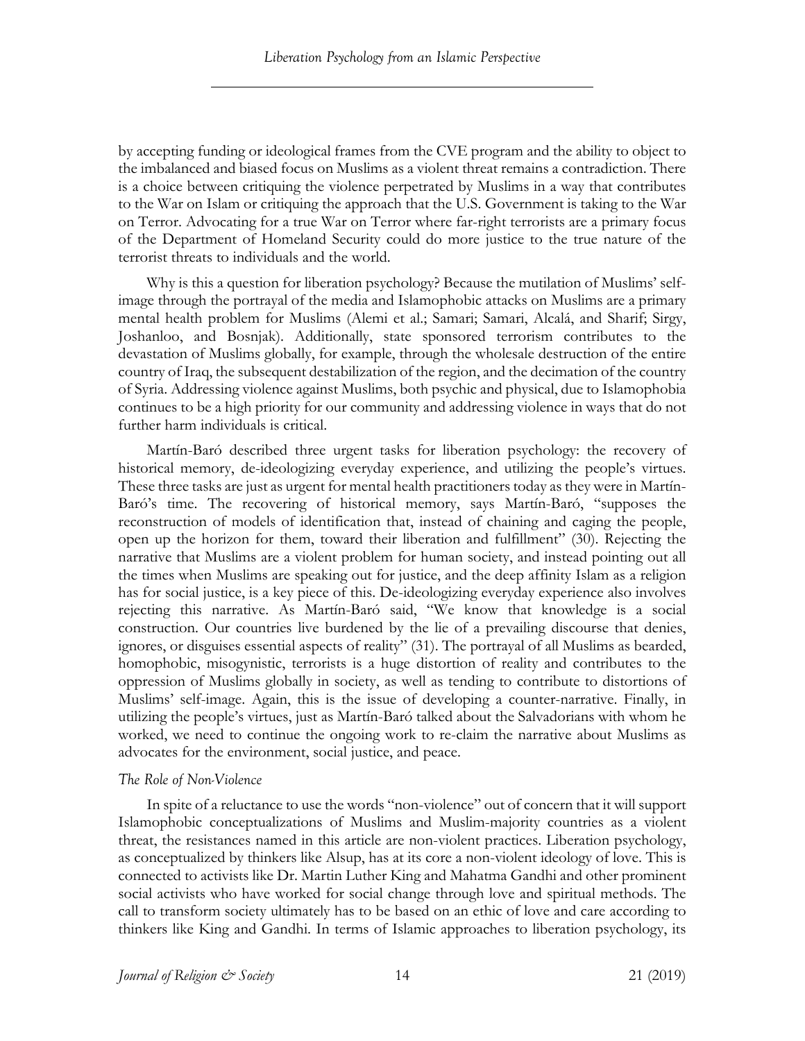by accepting funding or ideological frames from the CVE program and the ability to object to the imbalanced and biased focus on Muslims as a violent threat remains a contradiction. There is a choice between critiquing the violence perpetrated by Muslims in a way that contributes to the War on Islam or critiquing the approach that the U.S. Government is taking to the War on Terror. Advocating for a true War on Terror where far-right terrorists are a primary focus of the Department of Homeland Security could do more justice to the true nature of the terrorist threats to individuals and the world.

Why is this a question for liberation psychology? Because the mutilation of Muslims' self-image through the portrayal of the media and Islamophobic attacks on Muslims are a primary mental health problem for Muslims (Alemi et al.; Samari; Samari, Alcalá, and Sharif; Sirgy, Joshanloo, and Bosnjak). Additionally, state sponsored terrorism contributes to the devastation of Muslims globally, for example, through the wholesale destruction of the entire country of Iraq, the subsequent destabilization of the region, and the decimation of the country of Syria. Addressing violence against Muslims, both psychic and physical, due to Islamophobia continues to be a high priority for our community and addressing violence in ways that do not further harm individuals is critical.

Martín-Baró described three urgent tasks for liberation psychology: the recovery of historical memory, de-ideologizing everyday experience, and utilizing the people's virtues. These three tasks are just as urgent for mental health practitioners today as they were in Martín-Baró's time. The recovering of historical memory, says Martín-Baró, "supposes the reconstruction of models of identification that, instead of chaining and caging the people, open up the horizon for them, toward their liberation and fulfillment" (30). Rejecting the narrative that Muslims are a violent problem for human society, and instead pointing out all the times when Muslims are speaking out for justice, and the deep affinity Islam as a religion has for social justice, is a key piece of this. De-ideologizing everyday experience also involves rejecting this narrative. As Martín-Baró said, "We know that knowledge is a social construction. Our countries live burdened by the lie of a prevailing discourse that denies, ignores, or disguises essential aspects of reality" (31). The portrayal of all Muslims as bearded, homophobic, misogynistic, terrorists is a huge distortion of reality and contributes to the oppression of Muslims globally in society, as well as tending to contribute to distortions of Muslims' self-image. Again, this is the issue of developing a counter-narrative. Finally, in utilizing the people's virtues, just as Martín-Baró talked about the Salvadorians with whom he worked, we need to continue the ongoing work to re-claim the narrative about Muslims as advocates for the environment, social justice, and peace.

### *The Role of Non-Violence*

In spite of a reluctance to use the words "non-violence" out of concern that it will support Islamophobic conceptualizations of Muslims and Muslim-majority countries as a violent threat, the resistances named in this article are non-violent practices. Liberation psychology, as conceptualized by thinkers like Alsup, has at its core a non-violent ideology of love. This is connected to activists like Dr. Martin Luther King and Mahatma Gandhi and other prominent social activists who have worked for social change through love and spiritual methods. The call to transform society ultimately has to be based on an ethic of love and care according to thinkers like King and Gandhi. In terms of Islamic approaches to liberation psychology, its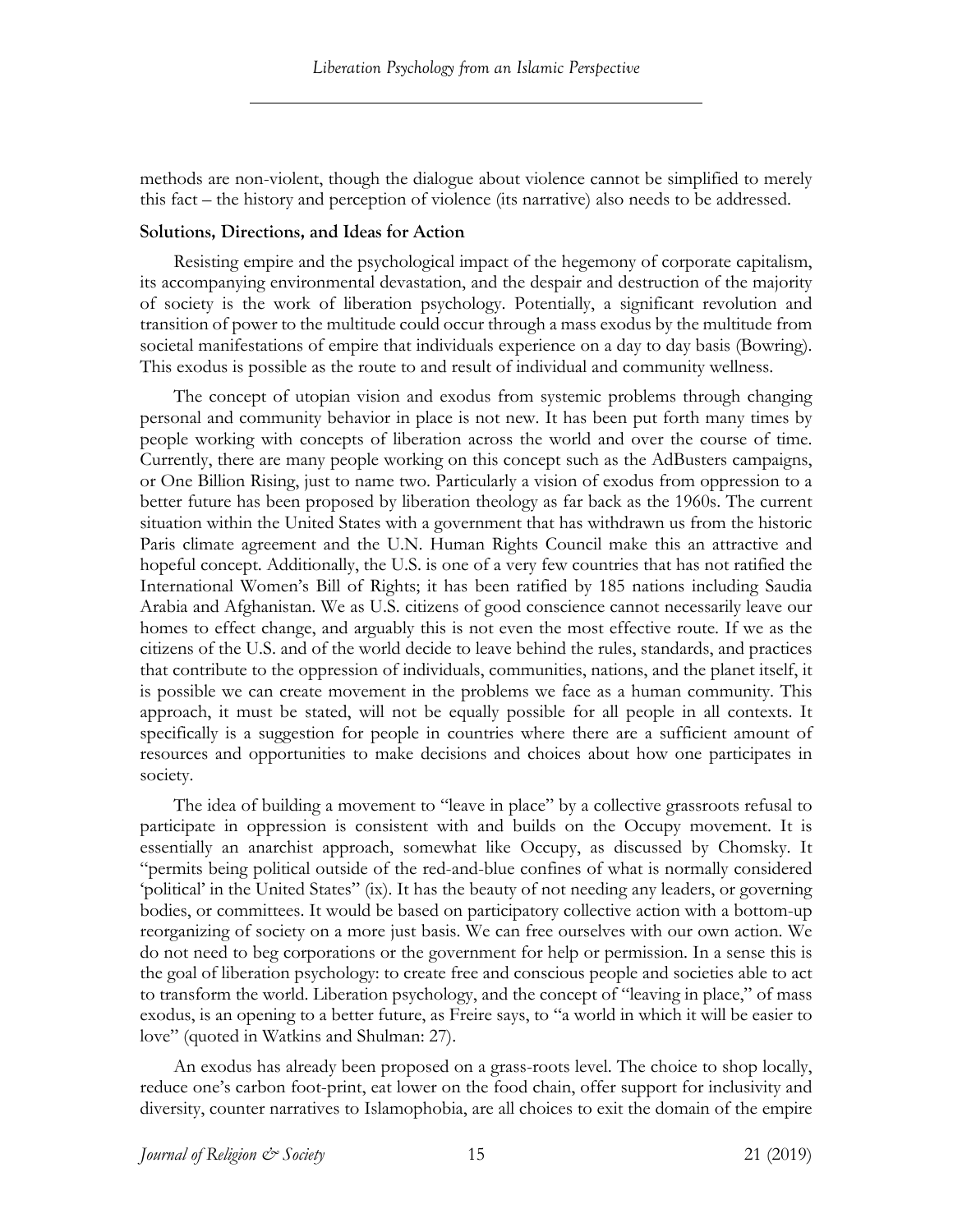methods are non-violent, though the dialogue about violence cannot be simplified to merely this fact – the history and perception of violence (its narrative) also needs to be addressed.

### Solutions, Directions, and Ideas for Action

Resisting empire and the psychological impact of the hegemony of corporate capitalism, its accompanying environmental devastation, and the despair and destruction of the majority of society is the work of liberation psychology. Potentially, a significant revolution and transition of power to the multitude could occur through a mass exodus by the multitude from societal manifestations of empire that individuals experience on a day to day basis (Bowring). This exodus is possible as the route to and result of individual and community wellness.

The concept of utopian vision and exodus from systemic problems through changing personal and community behavior in place is not new. It has been put forth many times by people working with concepts of liberation across the world and over the course of time. Currently, there are many people working on this concept such as the AdBusters campaigns, or One Billion Rising, just to name two. Particularly a vision of exodus from oppression to a better future has been proposed by liberation theology as far back as the 1960s. The current situation within the United States with a government that has withdrawn us from the historic Paris climate agreement and the U.N. Human Rights Council make this an attractive and hopeful concept. Additionally, the U.S. is one of a very few countries that has not ratified the International Women's Bill of Rights; it has been ratified by 185 nations including Saudia Arabia and Afghanistan. We as U.S. citizens of good conscience cannot necessarily leave our homes to effect change, and arguably this is not even the most effective route. If we as the citizens of the U.S. and of the world decide to leave behind the rules, standards, and practices that contribute to the oppression of individuals, communities, nations, and the planet itself, it is possible we can create movement in the problems we face as a human community. This approach, it must be stated, will not be equally possible for all people in all contexts. It specifically is a suggestion for people in countries where there are a sufficient amount of resources and opportunities to make decisions and choices about how one participates in society.

The idea of building a movement to "leave in place" by a collective grassroots refusal to participate in oppression is consistent with and builds on the Occupy movement. It is essentially an anarchist approach, somewhat like Occupy, as discussed by Chomsky. It "permits being political outside of the red-and-blue confines of what is normally considered 'political' in the United States" (ix). It has the beauty of not needing any leaders, or governing bodies, or committees. It would be based on participatory collective action with a bottom-up reorganizing of society on a more just basis. We can free ourselves with our own action. We do not need to beg corporations or the government for help or permission. In a sense this is the goal of liberation psychology: to create free and conscious people and societies able to act to transform the world. Liberation psychology, and the concept of "leaving in place," of mass exodus, is an opening to a better future, as Freire says, to "a world in which it will be easier to love" (quoted in Watkins and Shulman: 27).

An exodus has already been proposed on a grass-roots level. The choice to shop locally, reduce one's carbon foot-print, eat lower on the food chain, offer support for inclusivity and diversity, counter narratives to Islamophobia, are all choices to exit the domain of the empire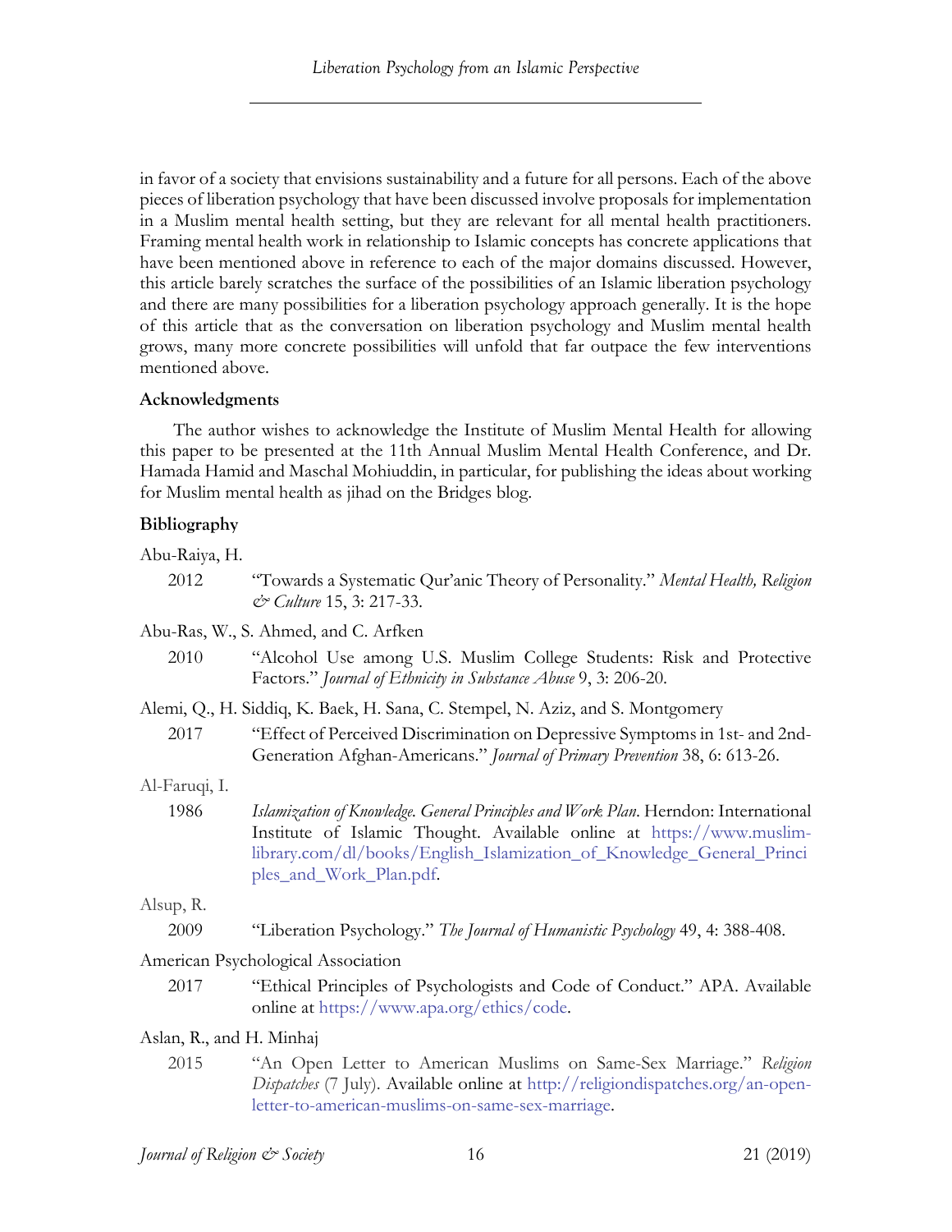in favor of a society that envisions sustainability and a future for all persons. Each of the above pieces of liberation psychology that have been discussed involve proposals for implementation in a Muslim mental health setting, but they are relevant for all mental health practitioners. Framing mental health work in relationship to Islamic concepts has concrete applications that have been mentioned above in reference to each of the major domains discussed. However, this article barely scratches the surface of the possibilities of an Islamic liberation psychology and there are many possibilities for a liberation psychology approach generally. It is the hope of this article that as the conversation on liberation psychology and Muslim mental health grows, many more concrete possibilities will unfold that far outpace the few interventions mentioned above.

**Acknowledgments**

The author wishes to acknowledge the Institute of Muslim Mental Health for allowing this paper to be presented at the 11th Annual Muslim Mental Health Conference, and Dr. Hamada Hamid and Maschal Mohiuddin, in particular, for publishing the ideas about working for Muslim mental health as jihad on the Bridges blog.

**Bibliography**

Abu-Raiya, H.

2012 "Towards a Systematic Qur'anic Theory of Personality." *Mental Health, Religion & Culture* 15, 3: 217-33.

Abu-Ras, W., S. Ahmed, and C. Arfken

2010 "Alcohol Use among U.S. Muslim College Students: Risk and Protective Factors." *Journal of Ethnicity in Substance Abuse* 9, 3: 206-20.

Alemi, Q., H. Siddiq, K. Baek, H. Sana, C. Stempel, N. Aziz, and S. Montgomery

2017 "Effect of Perceived Discrimination on Depressive Symptoms in 1st- and 2nd-Generation Afghan-Americans." *Journal of Primary Prevention* 38, 6: 613-26.

Al-Faruqi, I.

1986 *Islamization of Knowledge. General Principles and Work Plan*. Herndon: International Institute of Islamic Thought. Available online at https://www.muslim-library.com/dl/books/English_Islamization_of_Knowledge_General_Principles_and_Work_Plan.pdf.

Alsup, R.

2009 "Liberation Psychology." *The Journal of Humanistic Psychology* 49, 4: 388-408.

American Psychological Association

2017 "Ethical Principles of Psychologists and Code of Conduct." APA. Available online at https://www.apa.org/ethics/code.

Aslan, R., and H. Minhaj

2015 "An Open Letter to American Muslims on Same-Sex Marriage." *Religion Dispatches* (7 July). Available online at http://religiondispatches.org/an-open-letter-to-american-muslims-on-same-sex-marriage.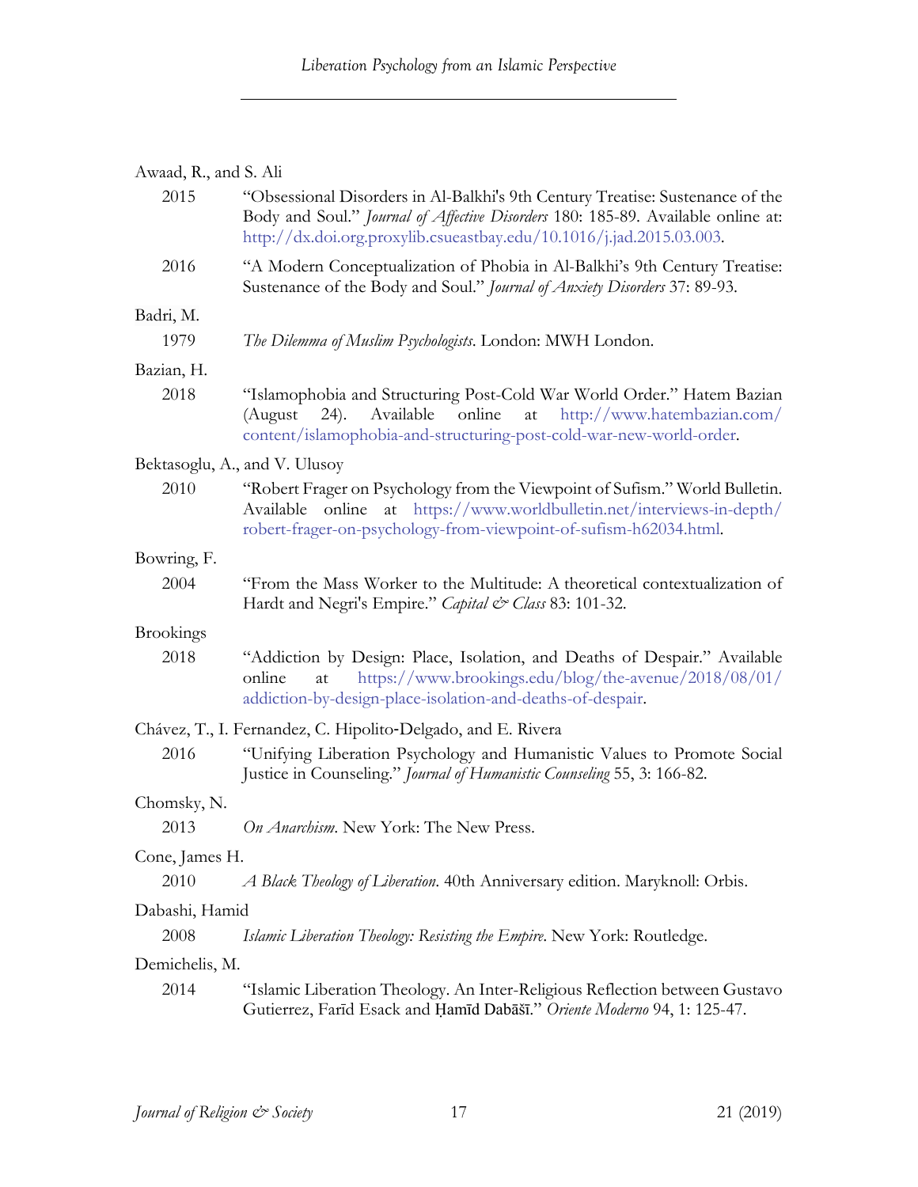Awaad, R., and S. Ali

2015 “Obsessional Disorders in Al-Balkhi's 9th Century Treatise: Sustenance of the Body and Soul.” *Journal of Affective Disorders* 180: 185-89. Available online at: http://dx.doi.org.proxylib.csueastbay.edu/10.1016/j.jad.2015.03.003.

2016 “A Modern Conceptualization of Phobia in Al-Balkhi’s 9th Century Treatise: Sustenance of the Body and Soul.” *Journal of Anxiety Disorders* 37: 89-93.

Badri, M.

1979 *The Dilemma of Muslim Psychologists*. London: MWH London.

Bazian, H.

2018 “Islamophobia and Structuring Post-Cold War World Order.” Hatem Bazian (August 24). Available online at http://www.hatembazian.com/content/islamophobia-and-structuring-post-cold-war-new-world-order.

Bektasoglu, A., and V. Ulusoy

2010 “Robert Frager on Psychology from the Viewpoint of Sufism.” World Bulletin. Available online at https://www.worldbulletin.net/interviews-in-depth/robert-frager-on-psychology-from-viewpoint-of-sufism-h62034.html.

Bowring, F.

2004 “From the Mass Worker to the Multitude: A theoretical contextualization of Hardt and Negri's Empire.” *Capital & Class* 83: 101-32.

Brookings

2018 “Addiction by Design: Place, Isolation, and Deaths of Despair.” Available online at https://www.brookings.edu/blog/the-avenue/2018/08/01/addiction-by-design-place-isolation-and-deaths-of-despair.

Chávez, T., I. Fernandez, C. Hipolito-Delgado, and E. Rivera

2016 “Unifying Liberation Psychology and Humanistic Values to Promote Social Justice in Counseling.” *Journal of Humanistic Counseling* 55, 3: 166-82.

Chomsky, N.

2013 *On Anarchism*. New York: The New Press.

Cone, James H.

2010 *A Black Theology of Liberation*. 40th Anniversary edition. Maryknoll: Orbis.

Dabashi, Hamid

2008 *Islamic Liberation Theology: Resisting the Empire*. New York: Routledge.

Demichelis, M.

2014 “Islamic Liberation Theology. An Inter-Religious Reflection between Gustavo Gutierrez, Farīd Esack and Ḥamīd Dabāšī.” *Oriente Moderno* 94, 1: 125-47.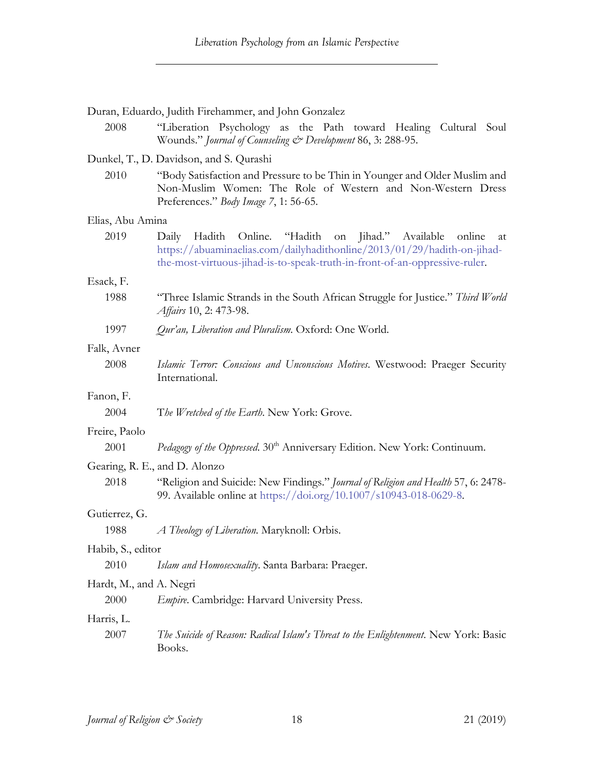Duran, Eduardo, Judith Firehammer, and John Gonzalez

2008 "Liberation Psychology as the Path toward Healing Cultural Soul Wounds." *Journal of Counseling & Development* 86, 3: 288-95.

Dunkel, T., D. Davidson, and S. Qurashi

2010 "Body Satisfaction and Pressure to be Thin in Younger and Older Muslim and Non-Muslim Women: The Role of Western and Non-Western Dress Preferences." *Body Image 7*, 1: 56-65.

Elias, Abu Amina

2019 Daily Hadith Online. "Hadith on Jihad." Available online at https://abuaminaelias.com/dailyhadithonline/2013/01/29/hadith-on-jihad-the-most-virtuous-jihad-is-to-speak-truth-in-front-of-an-oppressive-ruler.

Esack, F.

1988 "Three Islamic Strands in the South African Struggle for Justice." *Third World Affairs* 10, 2: 473-98.

1997 *Qur'an, Liberation and Pluralism*. Oxford: One World.

Falk, Avner

2008 *Islamic Terror: Conscious and Unconscious Motives*. Westwood: Praeger Security International.

Fanon, F.

2004 T*he Wretched of the Earth*. New York: Grove.

Freire, Paolo

2001 *Pedagogy of the Oppressed*. 30th Anniversary Edition. New York: Continuum.

Gearing, R. E., and D. Alonzo

2018 "Religion and Suicide: New Findings." *Journal of Religion and Health* 57, 6: 2478-99. Available online at https://doi.org/10.1007/s10943-018-0629-8.

Gutierrez, G.

1988 *A Theology of Liberation*. Maryknoll: Orbis.

Habib, S., editor

2010 *Islam and Homosexuality*. Santa Barbara: Praeger.

Hardt, M., and A. Negri

2000 *Empire*. Cambridge: Harvard University Press.

Harris, L.

2007 *The Suicide of Reason: Radical Islam's Threat to the Enlightenment*. New York: Basic Books.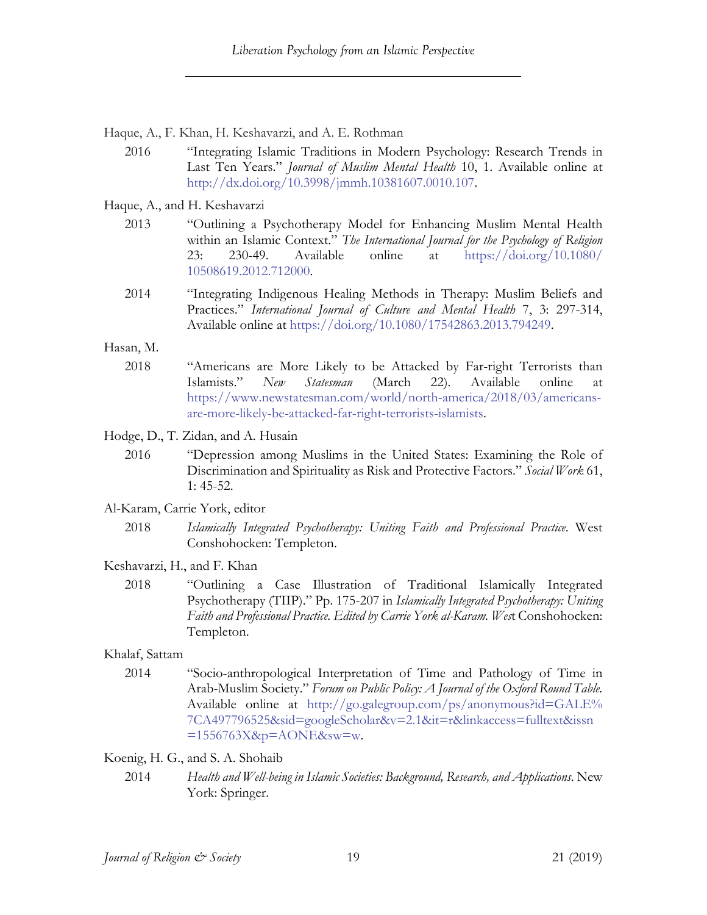Haque, A., F. Khan, H. Keshavarzi, and A. E. Rothman

2016 "Integrating Islamic Traditions in Modern Psychology: Research Trends in Last Ten Years." *Journal of Muslim Mental Health* 10, 1. Available online at http://dx.doi.org/10.3998/jmmh.10381607.0010.107.

Haque, A., and H. Keshavarzi

2013 "Outlining a Psychotherapy Model for Enhancing Muslim Mental Health within an Islamic Context." *The International Journal for the Psychology of Religion* 23: 230-49. Available online at https://doi.org/10.1080/10508619.2012.712000.

2014 "Integrating Indigenous Healing Methods in Therapy: Muslim Beliefs and Practices." *International Journal of Culture and Mental Health* 7, 3: 297-314, Available online at https://doi.org/10.1080/17542863.2013.794249.

Hasan, M.

2018 "Americans are More Likely to be Attacked by Far-right Terrorists than Islamists." *New Statesman* (March 22). Available online at https://www.newstatesman.com/world/north-america/2018/03/americans-are-more-likely-be-attacked-far-right-terrorists-islamists.

Hodge, D., T. Zidan, and A. Husain

2016 "Depression among Muslims in the United States: Examining the Role of Discrimination and Spirituality as Risk and Protective Factors." *Social Work* 61, 1: 45-52.

Al-Karam, Carrie York, editor

2018 *Islamically Integrated Psychotherapy: Uniting Faith and Professional Practice*. West Conshohocken: Templeton.

Keshavarzi, H., and F. Khan

2018 "Outlining a Case Illustration of Traditional Islamically Integrated Psychotherapy (TIIP)." Pp. 175-207 in *Islamically Integrated Psychotherapy: Uniting Faith and Professional Practice. Edited by Carrie York al-Karam. West* Conshohocken: Templeton.

Khalaf, Sattam

2014 "Socio-anthropological Interpretation of Time and Pathology of Time in Arab-Muslim Society." *Forum on Public Policy: A Journal of the Oxford Round Table.* Available online at http://go.galegroup.com/ps/anonymous?id=GALE%7CA497796525&sid=googleScholar&v=2.1&it=r&linkaccess=fulltext&issn=1556763X&p=AONE&sw=w.

Koenig, H. G., and S. A. Shohaib

2014 *Health and Well-being in Islamic Societies: Background, Research, and Applications*. New York: Springer.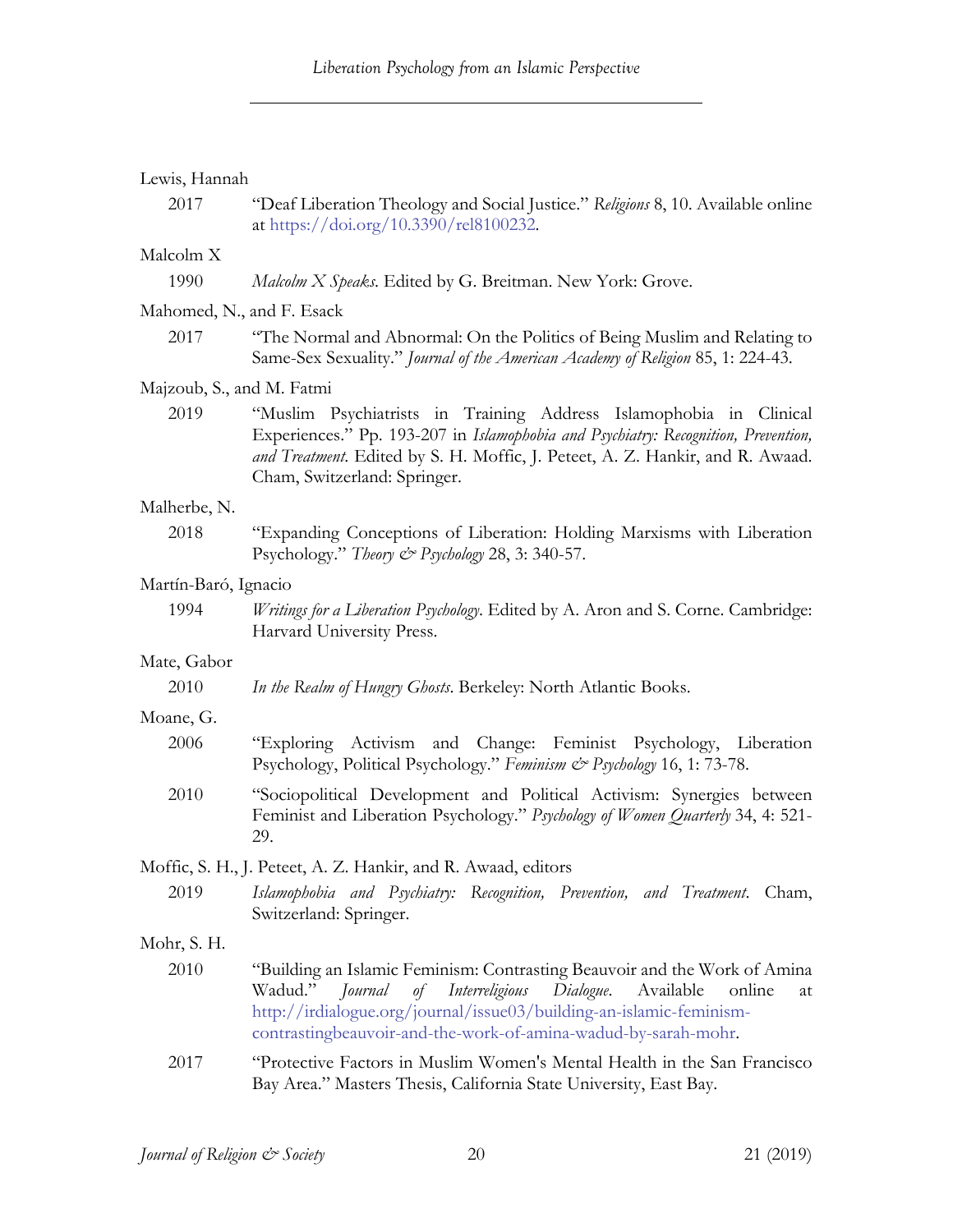Lewis, Hannah

2017 "Deaf Liberation Theology and Social Justice." *Religions* 8, 10. Available online at https://doi.org/10.3390/rel8100232.

Malcolm X

1990 *Malcolm X Speaks*. Edited by G. Breitman. New York: Grove.

Mahomed, N., and F. Esack

2017 "The Normal and Abnormal: On the Politics of Being Muslim and Relating to Same-Sex Sexuality." *Journal of the American Academy of Religion* 85, 1: 224-43.

Majzoub, S., and M. Fatmi

2019 "Muslim Psychiatrists in Training Address Islamophobia in Clinical Experiences." Pp. 193-207 in *Islamophobia and Psychiatry: Recognition, Prevention, and Treatment*. Edited by S. H. Moffic, J. Peteet, A. Z. Hankir, and R. Awaad. Cham, Switzerland: Springer.

Malherbe, N.

2018 "Expanding Conceptions of Liberation: Holding Marxisms with Liberation Psychology." *Theory & Psychology* 28, 3: 340-57.

Martín-Baró, Ignacio

1994 *Writings for a Liberation Psychology*. Edited by A. Aron and S. Corne. Cambridge: Harvard University Press.

Mate, Gabor

2010 *In the Realm of Hungry Ghosts*. Berkeley: North Atlantic Books.

Moane, G.

2006 "Exploring Activism and Change: Feminist Psychology, Liberation Psychology, Political Psychology." *Feminism & Psychology* 16, 1: 73-78.

2010 "Sociopolitical Development and Political Activism: Synergies between Feminist and Liberation Psychology." *Psychology of Women Quarterly* 34, 4: 521-29.

Moffic, S. H., J. Peteet, A. Z. Hankir, and R. Awaad, editors

2019 *Islamophobia and Psychiatry: Recognition, Prevention, and Treatment*. Cham, Switzerland: Springer.

Mohr, S. H.

2010 "Building an Islamic Feminism: Contrasting Beauvoir and the Work of Amina Wadud." *Journal of Interreligious Dialogue*. Available online at http://irdialogue.org/journal/issue03/building-an-islamic-feminism-contrastingbeauvoir-and-the-work-of-amina-wadud-by-sarah-mohr.

2017 "Protective Factors in Muslim Women's Mental Health in the San Francisco Bay Area." Masters Thesis, California State University, East Bay.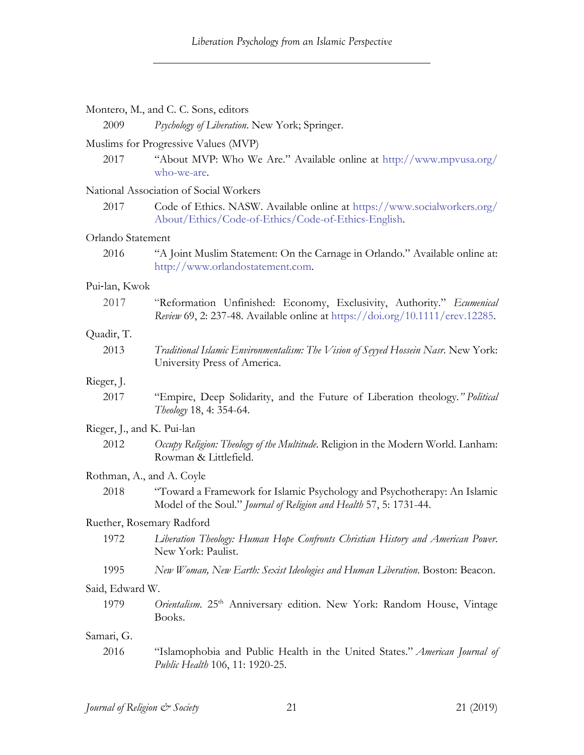Montero, M., and C. C. Sons, editors

2009 *Psychology of Liberation*. New York; Springer.

Muslims for Progressive Values (MVP)

2017 "About MVP: Who We Are." Available online at http://www.mpvusa.org/who-we-are.

National Association of Social Workers

2017 Code of Ethics. NASW. Available online at https://www.socialworkers.org/About/Ethics/Code-of-Ethics/Code-of-Ethics-English.

Orlando Statement

2016 "A Joint Muslim Statement: On the Carnage in Orlando." Available online at: http://www.orlandostatement.com.

Pui-lan, Kwok

2017 "Reformation Unfinished: Economy, Exclusivity, Authority." *Ecumenical Review* 69, 2: 237-48. Available online at https://doi.org/10.1111/erev.12285.

Quadir, T.

2013 *Traditional Islamic Environmentalism: The Vision of Seyyed Hossein Nasr*. New York: University Press of America.

Rieger, J.

2017 "Empire, Deep Solidarity, and the Future of Liberation theology." *Political Theology* 18, 4: 354-64.

Rieger, J., and K. Pui-lan

2012 *Occupy Religion: Theology of the Multitude*. Religion in the Modern World. Lanham: Rowman & Littlefield.

Rothman, A., and A. Coyle

2018 "Toward a Framework for Islamic Psychology and Psychotherapy: An Islamic Model of the Soul." *Journal of Religion and Health* 57, 5: 1731-44.

Ruether, Rosemary Radford

1972 *Liberation Theology: Human Hope Confronts Christian History and American Power*. New York: Paulist.

1995 *New Woman, New Earth: Sexist Ideologies and Human Liberation*. Boston: Beacon.

Said, Edward W.

1979 *Orientalism*. 25th Anniversary edition. New York: Random House, Vintage Books.

Samari, G.

2016 "Islamophobia and Public Health in the United States." *American Journal of Public Health* 106, 11: 1920-25.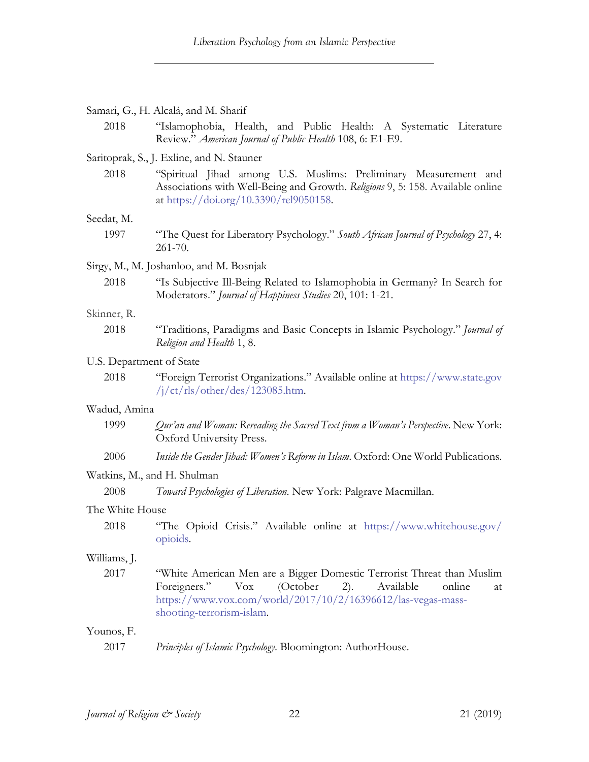Samari, G., H. Alcalá, and M. Sharif

2018 "Islamophobia, Health, and Public Health: A Systematic Literature Review." *American Journal of Public Health* 108, 6: E1-E9.

Saritoprak, S., J. Exline, and N. Stauner

2018 "Spiritual Jihad among U.S. Muslims: Preliminary Measurement and Associations with Well-Being and Growth. *Religions* 9, 5: 158. Available online at https://doi.org/10.3390/rel9050158.

Seedat, M.

1997 "The Quest for Liberatory Psychology." *South African Journal of Psychology* 27, 4: 261-70.

Sirgy, M., M. Joshanloo, and M. Bosnjak

2018 "Is Subjective Ill-Being Related to Islamophobia in Germany? In Search for Moderators." *Journal of Happiness Studies* 20, 101: 1-21.

Skinner, R.

2018 "Traditions, Paradigms and Basic Concepts in Islamic Psychology." *Journal of Religion and Health* 1, 8.

U.S. Department of State

2018 "Foreign Terrorist Organizations." Available online at https://www.state.gov/j/ct/rls/other/des/123085.htm.

Wadud, Amina

1999 *Qur'an and Woman: Rereading the Sacred Text from a Woman's Perspective*. New York: Oxford University Press.

2006 *Inside the Gender Jihad: Women's Reform in Islam*. Oxford: One World Publications.

Watkins, M., and H. Shulman

2008 *Toward Psychologies of Liberation*. New York: Palgrave Macmillan.

The White House

2018 "The Opioid Crisis." Available online at https://www.whitehouse.gov/opioids.

Williams, J.

2017 "White American Men are a Bigger Domestic Terrorist Threat than Muslim Foreigners." Vox (October 2). Available online at https://www.vox.com/world/2017/10/2/16396612/las-vegas-mass-shooting-terrorism-islam.

Younos, F.

2017 *Principles of Islamic Psychology*. Bloomington: AuthorHouse.